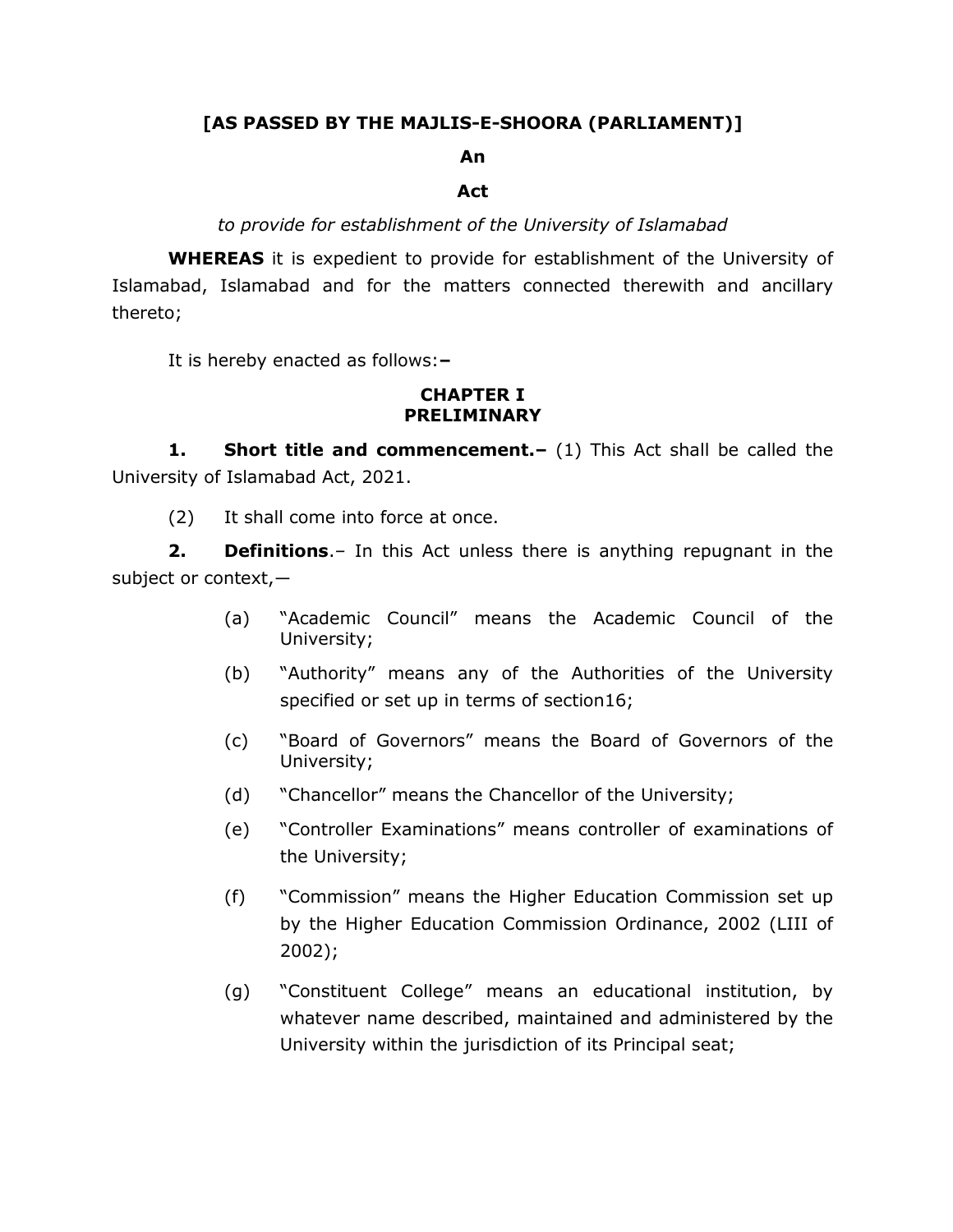**[AS PASSED BY THE MAJLIS-E-SHOORA (PARLIAMENT)]**

**An**

**Act**

*to provide for establishment of the University of Islamabad*

**WHEREAS** it is expedient to provide for establishment of the University of Islamabad, Islamabad and for the matters connected therewith and ancillary thereto;

It is hereby enacted as follows:**–**

## CHAPTER I
## PRELIMINARY

**1. Short title and commencement.–** (1) This Act shall be called the University of Islamabad Act, 2021.

(2) It shall come into force at once.

**2. Definitions**.– In this Act unless there is anything repugnant in the subject or context,—

(a) "Academic Council" means the Academic Council of the University;

(b) "Authority" means any of the Authorities of the University specified or set up in terms of section16;

(c) "Board of Governors" means the Board of Governors of the University;

(d) "Chancellor" means the Chancellor of the University;

(e) "Controller Examinations" means controller of examinations of the University;

(f) "Commission" means the Higher Education Commission set up by the Higher Education Commission Ordinance, 2002 (LIII of 2002);

(g) "Constituent College" means an educational institution, by whatever name described, maintained and administered by the University within the jurisdiction of its Principal seat;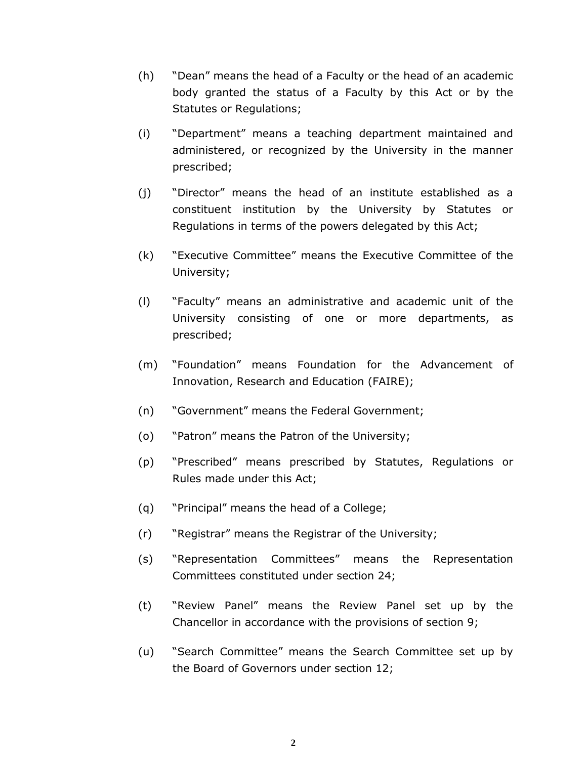(h) "Dean" means the head of a Faculty or the head of an academic body granted the status of a Faculty by this Act or by the Statutes or Regulations;

(i) "Department" means a teaching department maintained and administered, or recognized by the University in the manner prescribed;

(j) "Director" means the head of an institute established as a constituent institution by the University by Statutes or Regulations in terms of the powers delegated by this Act;

(k) "Executive Committee" means the Executive Committee of the University;

(l) "Faculty" means an administrative and academic unit of the University consisting of one or more departments, as prescribed;

(m) "Foundation" means Foundation for the Advancement of Innovation, Research and Education (FAIRE);

(n) "Government" means the Federal Government;

(o) "Patron" means the Patron of the University;

(p) "Prescribed" means prescribed by Statutes, Regulations or Rules made under this Act;

(q) "Principal" means the head of a College;

(r) "Registrar" means the Registrar of the University;

(s) "Representation Committees" means the Representation Committees constituted under section 24;

(t) "Review Panel" means the Review Panel set up by the Chancellor in accordance with the provisions of section 9;

(u) "Search Committee" means the Search Committee set up by the Board of Governors under section 12;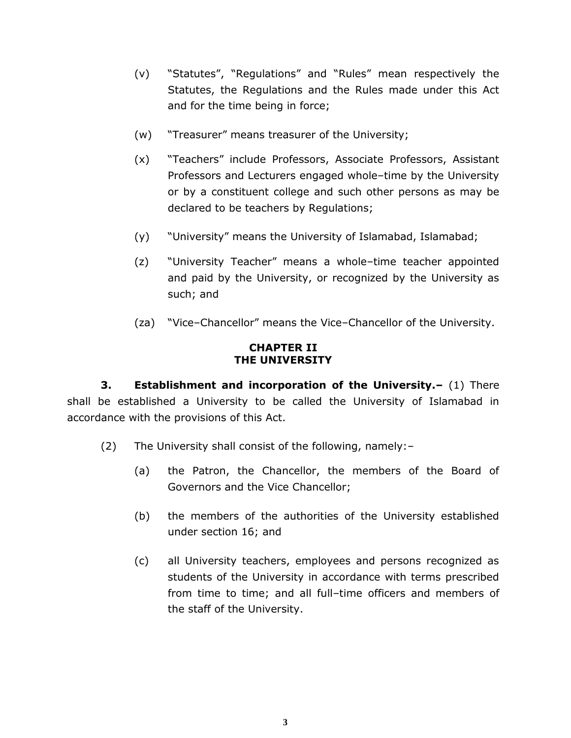(v) "Statutes", "Regulations" and "Rules" mean respectively the Statutes, the Regulations and the Rules made under this Act and for the time being in force;

(w) "Treasurer" means treasurer of the University;

(x) "Teachers" include Professors, Associate Professors, Assistant Professors and Lecturers engaged whole–time by the University or by a constituent college and such other persons as may be declared to be teachers by Regulations;

(y) "University" means the University of Islamabad, Islamabad;

(z) "University Teacher" means a whole–time teacher appointed and paid by the University, or recognized by the University as such; and

(za) "Vice–Chancellor" means the Vice–Chancellor of the University.

## CHAPTER II
## THE UNIVERSITY

**3. Establishment and incorporation of the University.–** (1) There shall be established a University to be called the University of Islamabad in accordance with the provisions of this Act.

(2) The University shall consist of the following, namely:–

(a) the Patron, the Chancellor, the members of the Board of Governors and the Vice Chancellor;

(b) the members of the authorities of the University established under section 16; and

(c) all University teachers, employees and persons recognized as students of the University in accordance with terms prescribed from time to time; and all full–time officers and members of the staff of the University.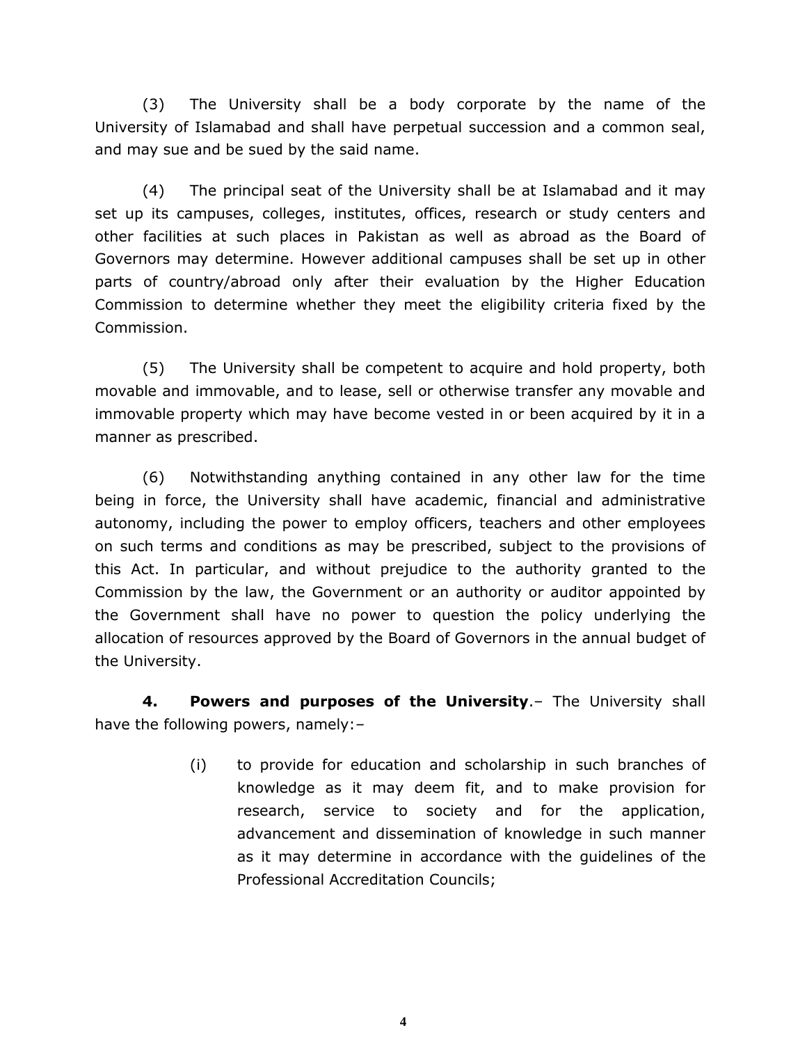(3) The University shall be a body corporate by the name of the University of Islamabad and shall have perpetual succession and a common seal, and may sue and be sued by the said name.

(4) The principal seat of the University shall be at Islamabad and it may set up its campuses, colleges, institutes, offices, research or study centers and other facilities at such places in Pakistan as well as abroad as the Board of Governors may determine. However additional campuses shall be set up in other parts of country/abroad only after their evaluation by the Higher Education Commission to determine whether they meet the eligibility criteria fixed by the Commission.

(5) The University shall be competent to acquire and hold property, both movable and immovable, and to lease, sell or otherwise transfer any movable and immovable property which may have become vested in or been acquired by it in a manner as prescribed.

(6) Notwithstanding anything contained in any other law for the time being in force, the University shall have academic, financial and administrative autonomy, including the power to employ officers, teachers and other employees on such terms and conditions as may be prescribed, subject to the provisions of this Act. In particular, and without prejudice to the authority granted to the Commission by the law, the Government or an authority or auditor appointed by the Government shall have no power to question the policy underlying the allocation of resources approved by the Board of Governors in the annual budget of the University.

**4. Powers and purposes of the University**.– The University shall have the following powers, namely:–

(i) to provide for education and scholarship in such branches of knowledge as it may deem fit, and to make provision for research, service to society and for the application, advancement and dissemination of knowledge in such manner as it may determine in accordance with the guidelines of the Professional Accreditation Councils;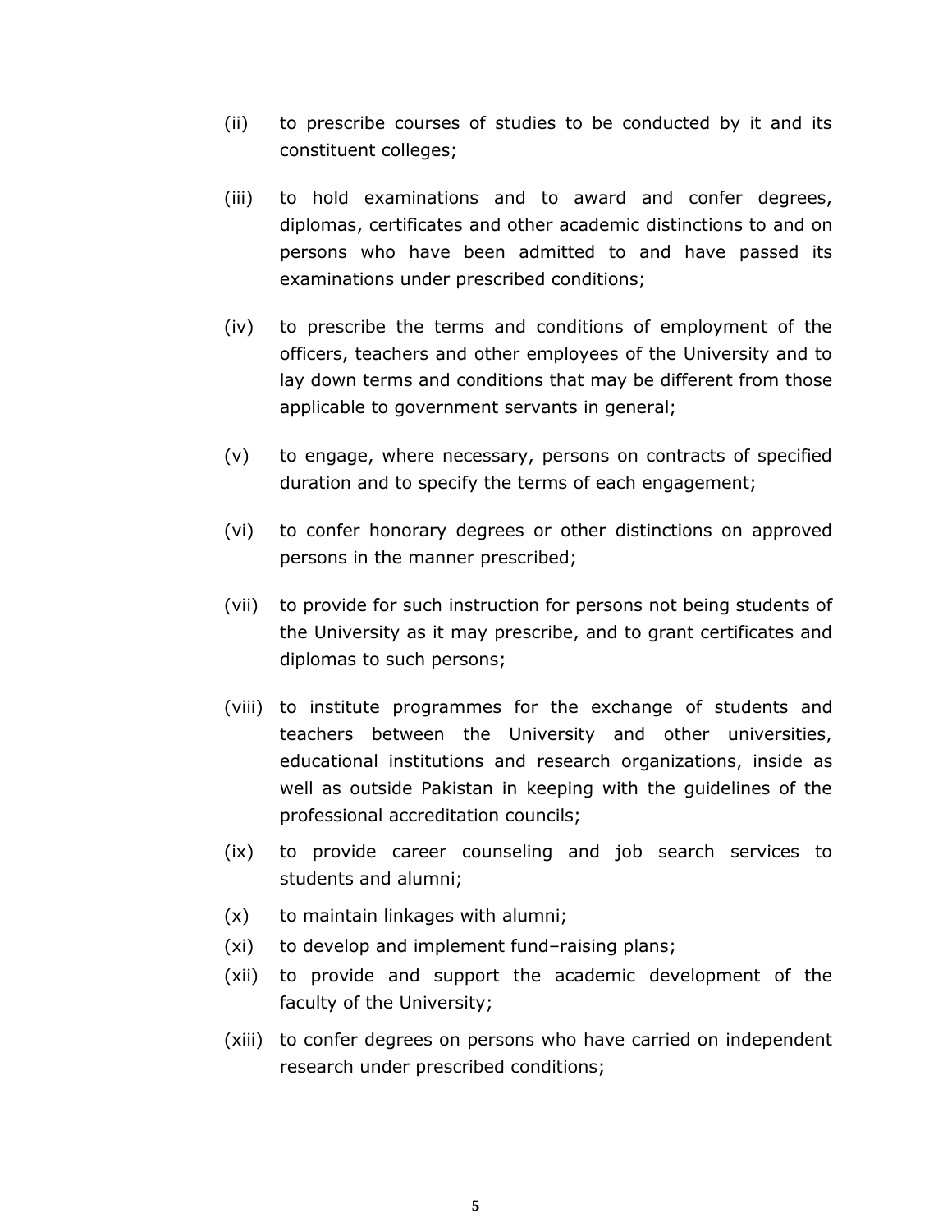(ii) to prescribe courses of studies to be conducted by it and its constituent colleges;

(iii) to hold examinations and to award and confer degrees, diplomas, certificates and other academic distinctions to and on persons who have been admitted to and have passed its examinations under prescribed conditions;

(iv) to prescribe the terms and conditions of employment of the officers, teachers and other employees of the University and to lay down terms and conditions that may be different from those applicable to government servants in general;

(v) to engage, where necessary, persons on contracts of specified duration and to specify the terms of each engagement;

(vi) to confer honorary degrees or other distinctions on approved persons in the manner prescribed;

(vii) to provide for such instruction for persons not being students of the University as it may prescribe, and to grant certificates and diplomas to such persons;

(viii) to institute programmes for the exchange of students and teachers between the University and other universities, educational institutions and research organizations, inside as well as outside Pakistan in keeping with the guidelines of the professional accreditation councils;

(ix) to provide career counseling and job search services to students and alumni;

(x) to maintain linkages with alumni;

(xi) to develop and implement fund–raising plans;

(xii) to provide and support the academic development of the faculty of the University;

(xiii) to confer degrees on persons who have carried on independent research under prescribed conditions;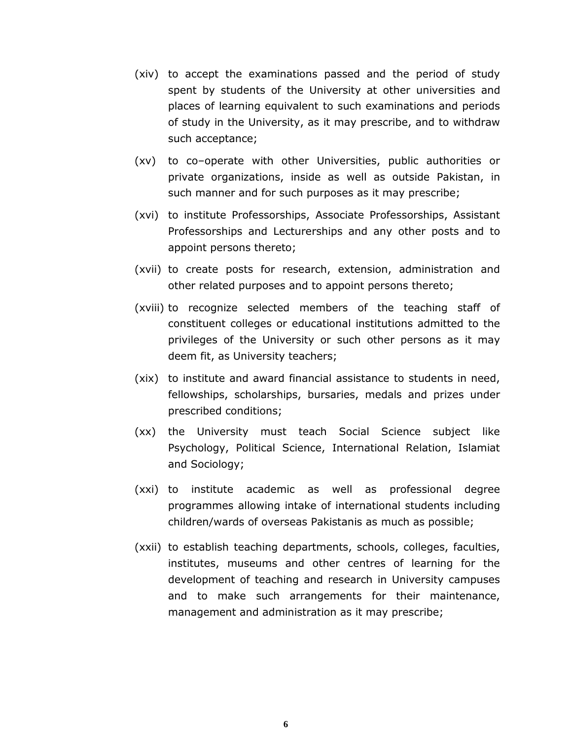(xiv) to accept the examinations passed and the period of study spent by students of the University at other universities and places of learning equivalent to such examinations and periods of study in the University, as it may prescribe, and to withdraw such acceptance;

(xv) to co–operate with other Universities, public authorities or private organizations, inside as well as outside Pakistan, in such manner and for such purposes as it may prescribe;

(xvi) to institute Professorships, Associate Professorships, Assistant Professorships and Lecturerships and any other posts and to appoint persons thereto;

(xvii) to create posts for research, extension, administration and other related purposes and to appoint persons thereto;

(xviii) to recognize selected members of the teaching staff of constituent colleges or educational institutions admitted to the privileges of the University or such other persons as it may deem fit, as University teachers;

(xix) to institute and award financial assistance to students in need, fellowships, scholarships, bursaries, medals and prizes under prescribed conditions;

(xx) the University must teach Social Science subject like Psychology, Political Science, International Relation, Islamiat and Sociology;

(xxi) to institute academic as well as professional degree programmes allowing intake of international students including children/wards of overseas Pakistanis as much as possible;

(xxii) to establish teaching departments, schools, colleges, faculties, institutes, museums and other centres of learning for the development of teaching and research in University campuses and to make such arrangements for their maintenance, management and administration as it may prescribe;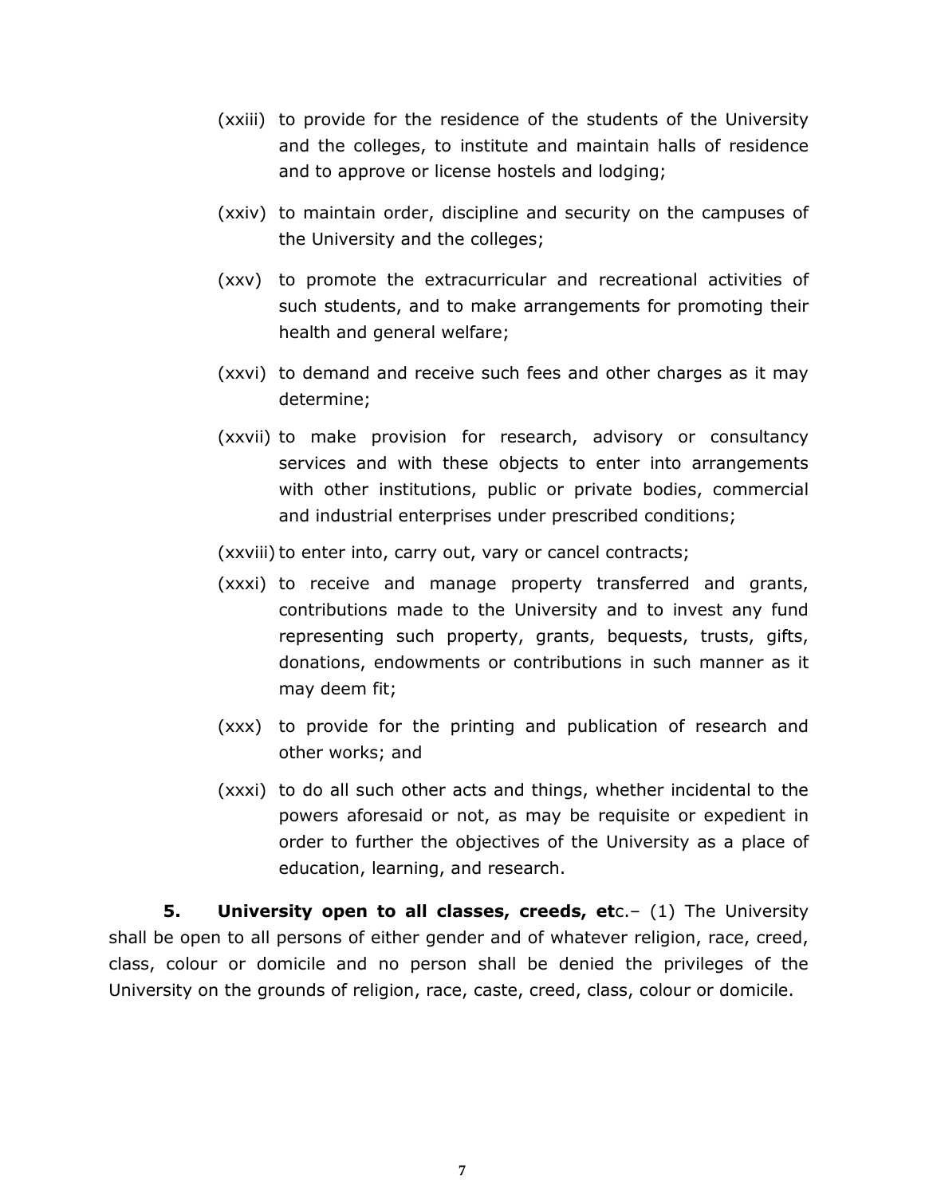(xxiii) to provide for the residence of the students of the University and the colleges, to institute and maintain halls of residence and to approve or license hostels and lodging;

(xxiv) to maintain order, discipline and security on the campuses of the University and the colleges;

(xxv) to promote the extracurricular and recreational activities of such students, and to make arrangements for promoting their health and general welfare;

(xxvi) to demand and receive such fees and other charges as it may determine;

(xxvii) to make provision for research, advisory or consultancy services and with these objects to enter into arrangements with other institutions, public or private bodies, commercial and industrial enterprises under prescribed conditions;

(xxviii) to enter into, carry out, vary or cancel contracts;

(xxxi) to receive and manage property transferred and grants, contributions made to the University and to invest any fund representing such property, grants, bequests, trusts, gifts, donations, endowments or contributions in such manner as it may deem fit;

(xxx) to provide for the printing and publication of research and other works; and

(xxxi) to do all such other acts and things, whether incidental to the powers aforesaid or not, as may be requisite or expedient in order to further the objectives of the University as a place of education, learning, and research.

**5. University open to all classes, creeds, et**c.– (1) The University shall be open to all persons of either gender and of whatever religion, race, creed, class, colour or domicile and no person shall be denied the privileges of the University on the grounds of religion, race, caste, creed, class, colour or domicile.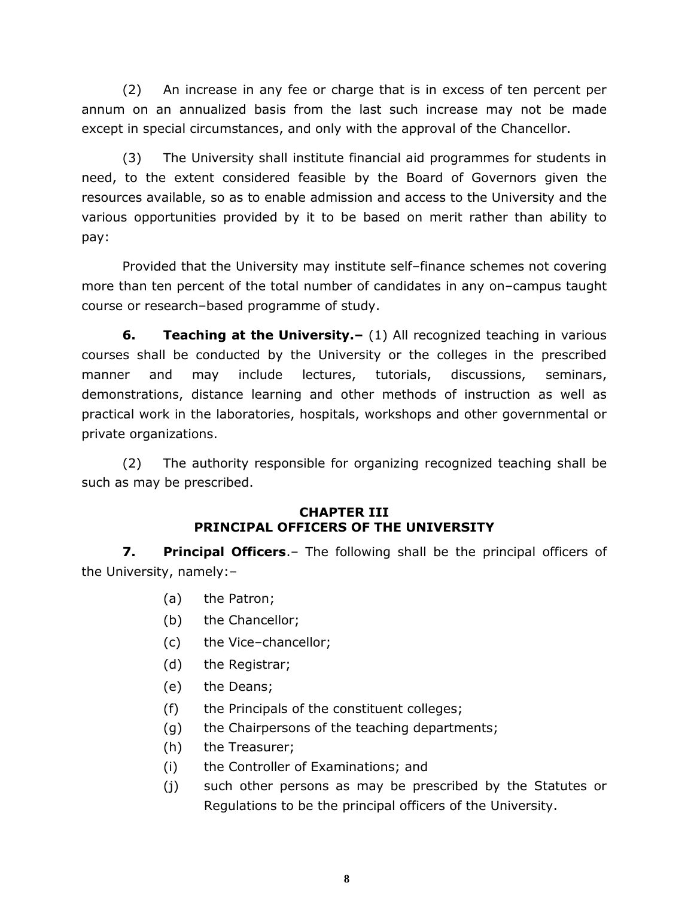(2) An increase in any fee or charge that is in excess of ten percent per annum on an annualized basis from the last such increase may not be made except in special circumstances, and only with the approval of the Chancellor.

(3) The University shall institute financial aid programmes for students in need, to the extent considered feasible by the Board of Governors given the resources available, so as to enable admission and access to the University and the various opportunities provided by it to be based on merit rather than ability to pay:

Provided that the University may institute self–finance schemes not covering more than ten percent of the total number of candidates in any on–campus taught course or research–based programme of study.

**6. Teaching at the University.–** (1) All recognized teaching in various courses shall be conducted by the University or the colleges in the prescribed manner and may include lectures, tutorials, discussions, seminars, demonstrations, distance learning and other methods of instruction as well as practical work in the laboratories, hospitals, workshops and other governmental or private organizations.

(2) The authority responsible for organizing recognized teaching shall be such as may be prescribed.

## CHAPTER III
## PRINCIPAL OFFICERS OF THE UNIVERSITY

**7. Principal Officers**.– The following shall be the principal officers of the University, namely:–

(a) the Patron;

(b) the Chancellor;

(c) the Vice–chancellor;

(d) the Registrar;

(e) the Deans;

(f) the Principals of the constituent colleges;

(g) the Chairpersons of the teaching departments;

(h) the Treasurer;

(i) the Controller of Examinations; and

(j) such other persons as may be prescribed by the Statutes or Regulations to be the principal officers of the University.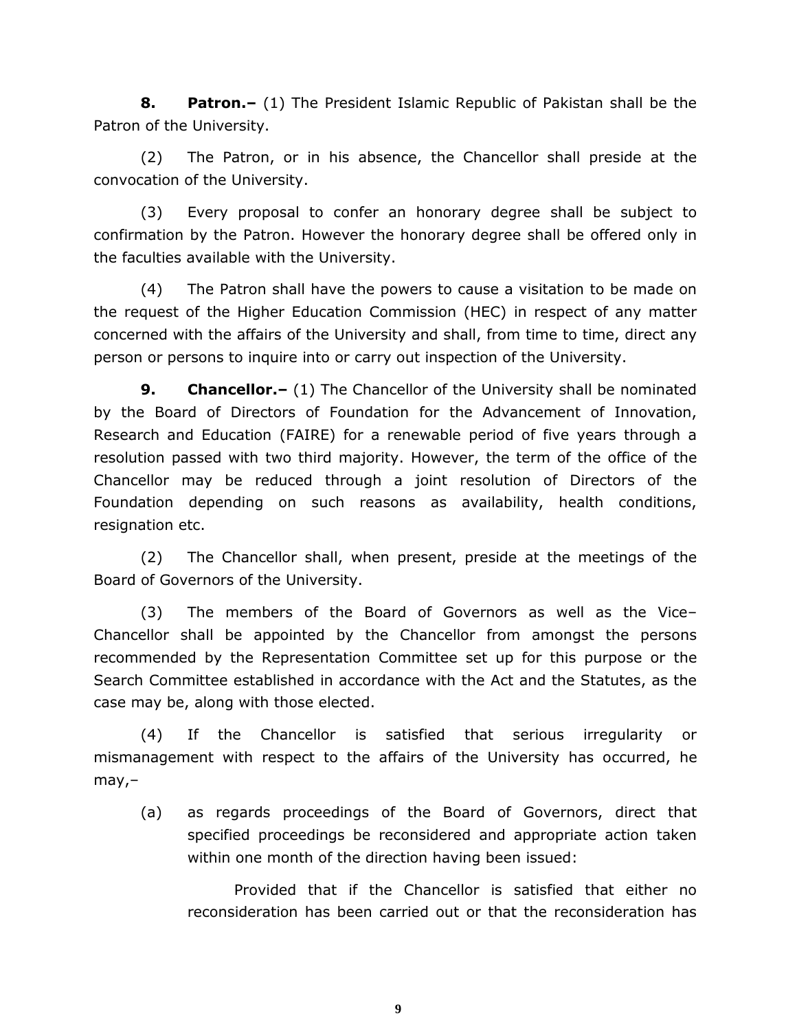**8. Patron.–** (1) The President Islamic Republic of Pakistan shall be the Patron of the University.

(2) The Patron, or in his absence, the Chancellor shall preside at the convocation of the University.

(3) Every proposal to confer an honorary degree shall be subject to confirmation by the Patron. However the honorary degree shall be offered only in the faculties available with the University.

(4) The Patron shall have the powers to cause a visitation to be made on the request of the Higher Education Commission (HEC) in respect of any matter concerned with the affairs of the University and shall, from time to time, direct any person or persons to inquire into or carry out inspection of the University.

**9. Chancellor.–** (1) The Chancellor of the University shall be nominated by the Board of Directors of Foundation for the Advancement of Innovation, Research and Education (FAIRE) for a renewable period of five years through a resolution passed with two third majority. However, the term of the office of the Chancellor may be reduced through a joint resolution of Directors of the Foundation depending on such reasons as availability, health conditions, resignation etc.

(2) The Chancellor shall, when present, preside at the meetings of the Board of Governors of the University.

(3) The members of the Board of Governors as well as the Vice–Chancellor shall be appointed by the Chancellor from amongst the persons recommended by the Representation Committee set up for this purpose or the Search Committee established in accordance with the Act and the Statutes, as the case may be, along with those elected.

(4) If the Chancellor is satisfied that serious irregularity or mismanagement with respect to the affairs of the University has occurred, he may,–

(a) as regards proceedings of the Board of Governors, direct that specified proceedings be reconsidered and appropriate action taken within one month of the direction having been issued:

Provided that if the Chancellor is satisfied that either no reconsideration has been carried out or that the reconsideration has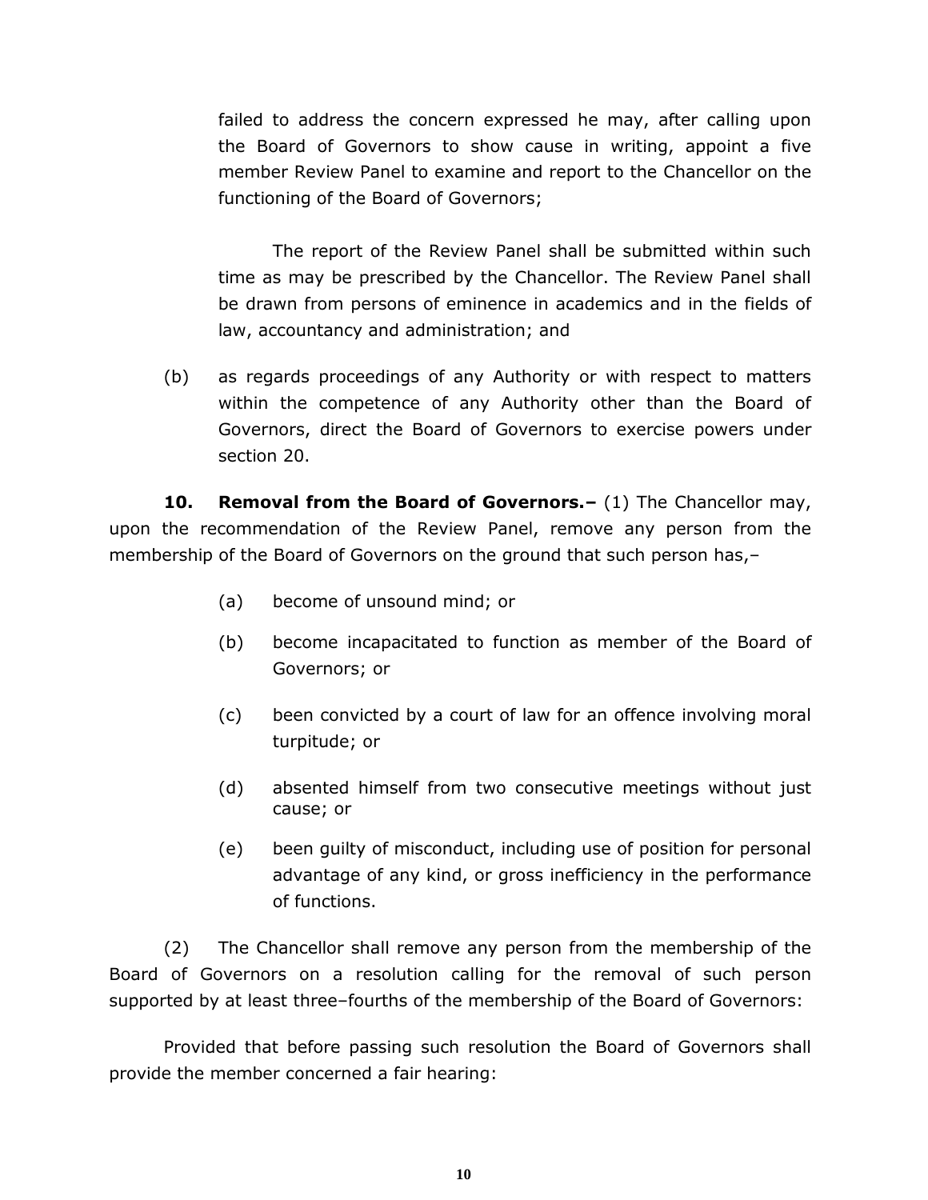failed to address the concern expressed he may, after calling upon the Board of Governors to show cause in writing, appoint a five member Review Panel to examine and report to the Chancellor on the functioning of the Board of Governors;

The report of the Review Panel shall be submitted within such time as may be prescribed by the Chancellor. The Review Panel shall be drawn from persons of eminence in academics and in the fields of law, accountancy and administration; and

(b) as regards proceedings of any Authority or with respect to matters within the competence of any Authority other than the Board of Governors, direct the Board of Governors to exercise powers under section 20.

**10. Removal from the Board of Governors.–** (1) The Chancellor may, upon the recommendation of the Review Panel, remove any person from the membership of the Board of Governors on the ground that such person has,–

(a) become of unsound mind; or

(b) become incapacitated to function as member of the Board of Governors; or

(c) been convicted by a court of law for an offence involving moral turpitude; or

(d) absented himself from two consecutive meetings without just cause; or

(e) been guilty of misconduct, including use of position for personal advantage of any kind, or gross inefficiency in the performance of functions.

(2) The Chancellor shall remove any person from the membership of the Board of Governors on a resolution calling for the removal of such person supported by at least three–fourths of the membership of the Board of Governors:

Provided that before passing such resolution the Board of Governors shall provide the member concerned a fair hearing: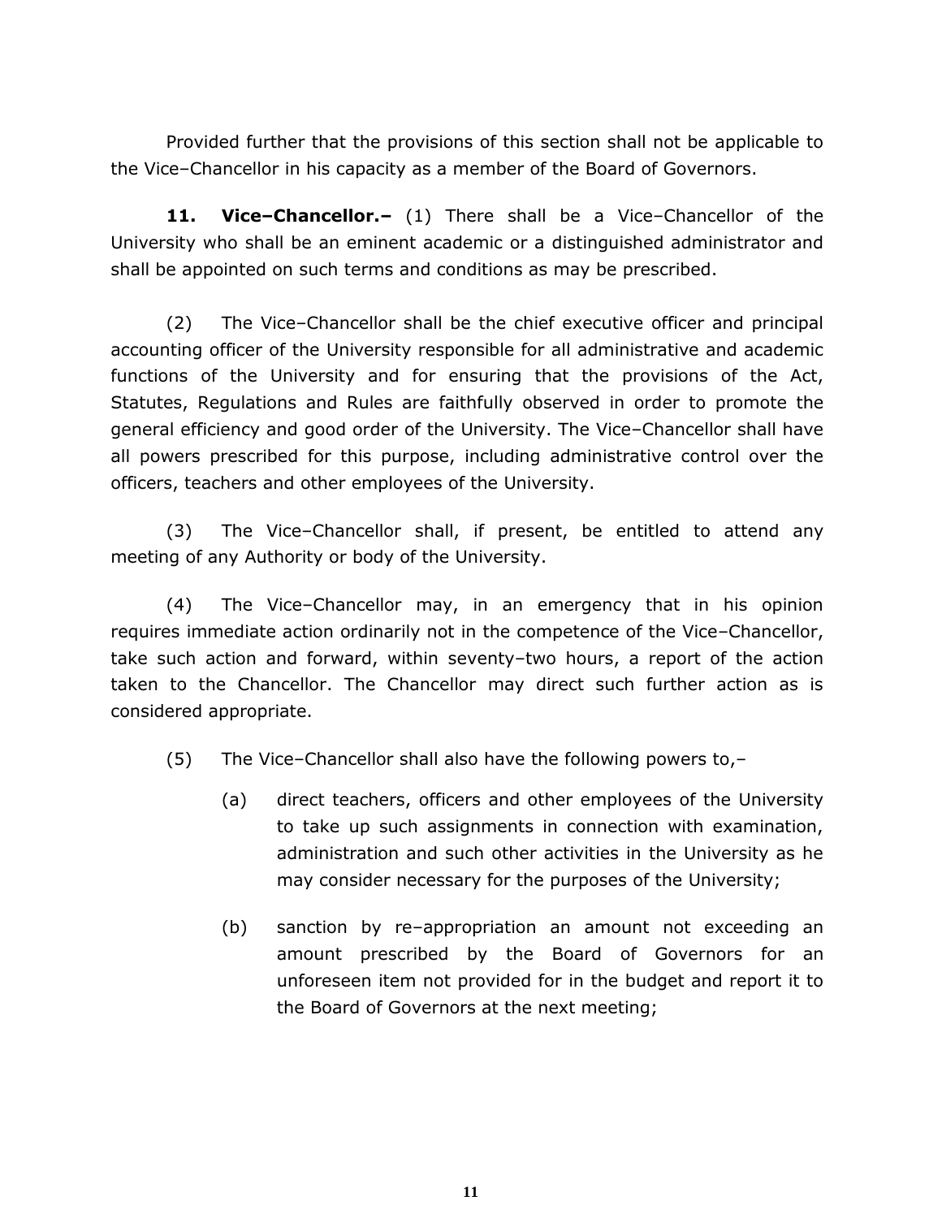Provided further that the provisions of this section shall not be applicable to the Vice–Chancellor in his capacity as a member of the Board of Governors.

**11. Vice–Chancellor.–** (1) There shall be a Vice–Chancellor of the University who shall be an eminent academic or a distinguished administrator and shall be appointed on such terms and conditions as may be prescribed.

(2) The Vice–Chancellor shall be the chief executive officer and principal accounting officer of the University responsible for all administrative and academic functions of the University and for ensuring that the provisions of the Act, Statutes, Regulations and Rules are faithfully observed in order to promote the general efficiency and good order of the University. The Vice–Chancellor shall have all powers prescribed for this purpose, including administrative control over the officers, teachers and other employees of the University.

(3) The Vice–Chancellor shall, if present, be entitled to attend any meeting of any Authority or body of the University.

(4) The Vice–Chancellor may, in an emergency that in his opinion requires immediate action ordinarily not in the competence of the Vice–Chancellor, take such action and forward, within seventy–two hours, a report of the action taken to the Chancellor. The Chancellor may direct such further action as is considered appropriate.

(5) The Vice–Chancellor shall also have the following powers to,–

(a) direct teachers, officers and other employees of the University to take up such assignments in connection with examination, administration and such other activities in the University as he may consider necessary for the purposes of the University;

(b) sanction by re–appropriation an amount not exceeding an amount prescribed by the Board of Governors for an unforeseen item not provided for in the budget and report it to the Board of Governors at the next meeting;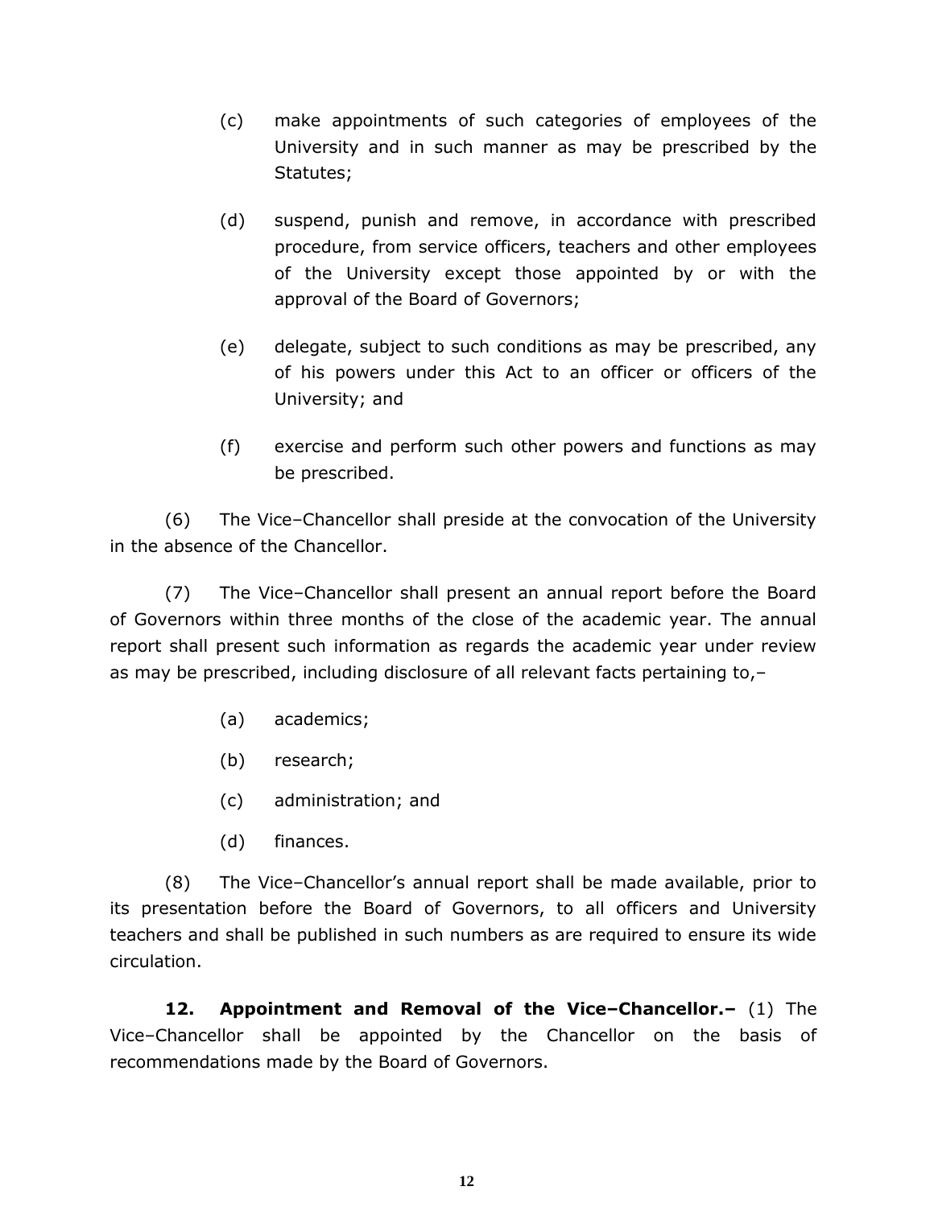(c) make appointments of such categories of employees of the University and in such manner as may be prescribed by the Statutes;

(d) suspend, punish and remove, in accordance with prescribed procedure, from service officers, teachers and other employees of the University except those appointed by or with the approval of the Board of Governors;

(e) delegate, subject to such conditions as may be prescribed, any of his powers under this Act to an officer or officers of the University; and

(f) exercise and perform such other powers and functions as may be prescribed.

(6) The Vice–Chancellor shall preside at the convocation of the University in the absence of the Chancellor.

(7) The Vice–Chancellor shall present an annual report before the Board of Governors within three months of the close of the academic year. The annual report shall present such information as regards the academic year under review as may be prescribed, including disclosure of all relevant facts pertaining to,–

(a) academics;

(b) research;

(c) administration; and

(d) finances.

(8) The Vice–Chancellor's annual report shall be made available, prior to its presentation before the Board of Governors, to all officers and University teachers and shall be published in such numbers as are required to ensure its wide circulation.

**12. Appointment and Removal of the Vice–Chancellor.–** (1) The Vice–Chancellor shall be appointed by the Chancellor on the basis of recommendations made by the Board of Governors.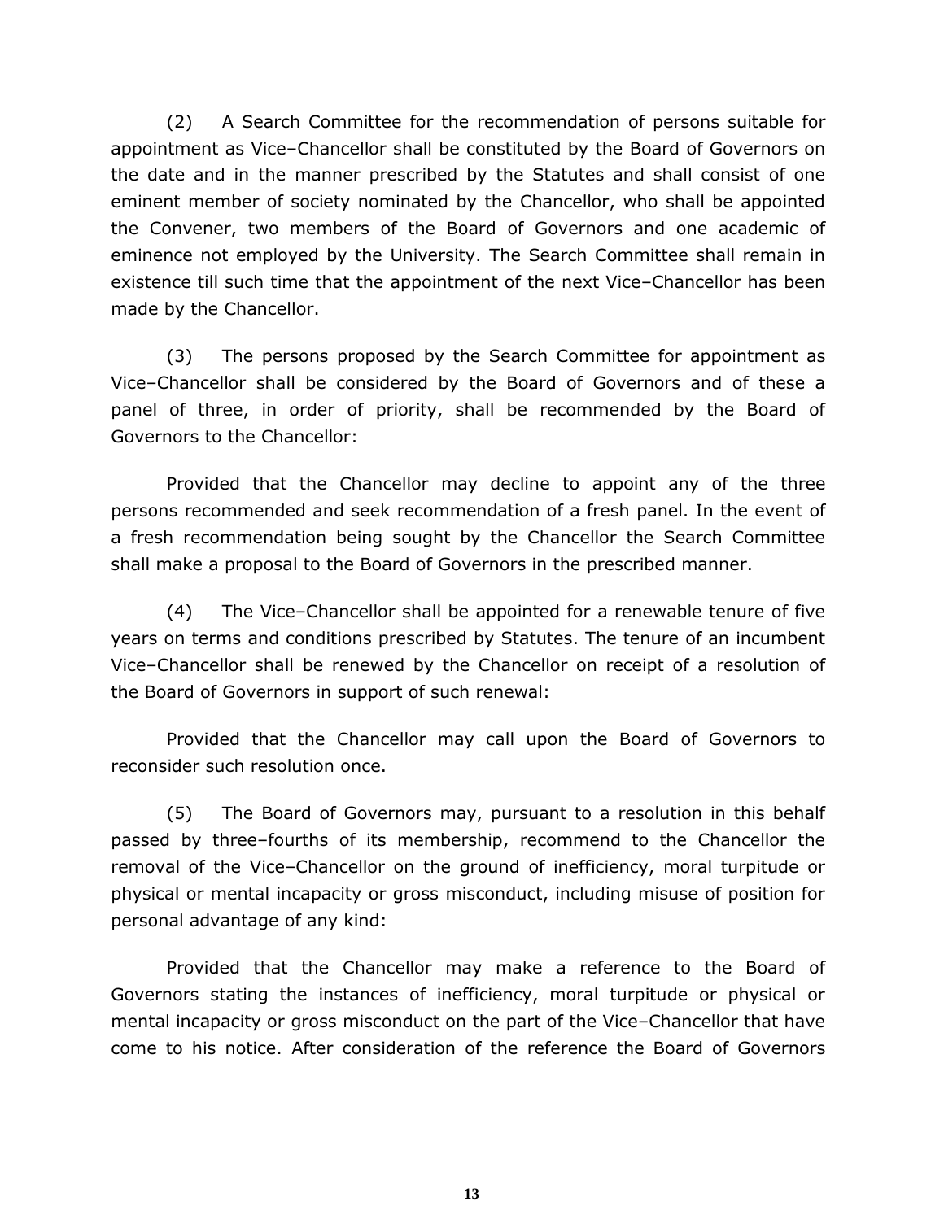(2) A Search Committee for the recommendation of persons suitable for appointment as Vice–Chancellor shall be constituted by the Board of Governors on the date and in the manner prescribed by the Statutes and shall consist of one eminent member of society nominated by the Chancellor, who shall be appointed the Convener, two members of the Board of Governors and one academic of eminence not employed by the University. The Search Committee shall remain in existence till such time that the appointment of the next Vice–Chancellor has been made by the Chancellor.

(3) The persons proposed by the Search Committee for appointment as Vice–Chancellor shall be considered by the Board of Governors and of these a panel of three, in order of priority, shall be recommended by the Board of Governors to the Chancellor:

Provided that the Chancellor may decline to appoint any of the three persons recommended and seek recommendation of a fresh panel. In the event of a fresh recommendation being sought by the Chancellor the Search Committee shall make a proposal to the Board of Governors in the prescribed manner.

(4) The Vice–Chancellor shall be appointed for a renewable tenure of five years on terms and conditions prescribed by Statutes. The tenure of an incumbent Vice–Chancellor shall be renewed by the Chancellor on receipt of a resolution of the Board of Governors in support of such renewal:

Provided that the Chancellor may call upon the Board of Governors to reconsider such resolution once.

(5) The Board of Governors may, pursuant to a resolution in this behalf passed by three–fourths of its membership, recommend to the Chancellor the removal of the Vice–Chancellor on the ground of inefficiency, moral turpitude or physical or mental incapacity or gross misconduct, including misuse of position for personal advantage of any kind:

Provided that the Chancellor may make a reference to the Board of Governors stating the instances of inefficiency, moral turpitude or physical or mental incapacity or gross misconduct on the part of the Vice–Chancellor that have come to his notice. After consideration of the reference the Board of Governors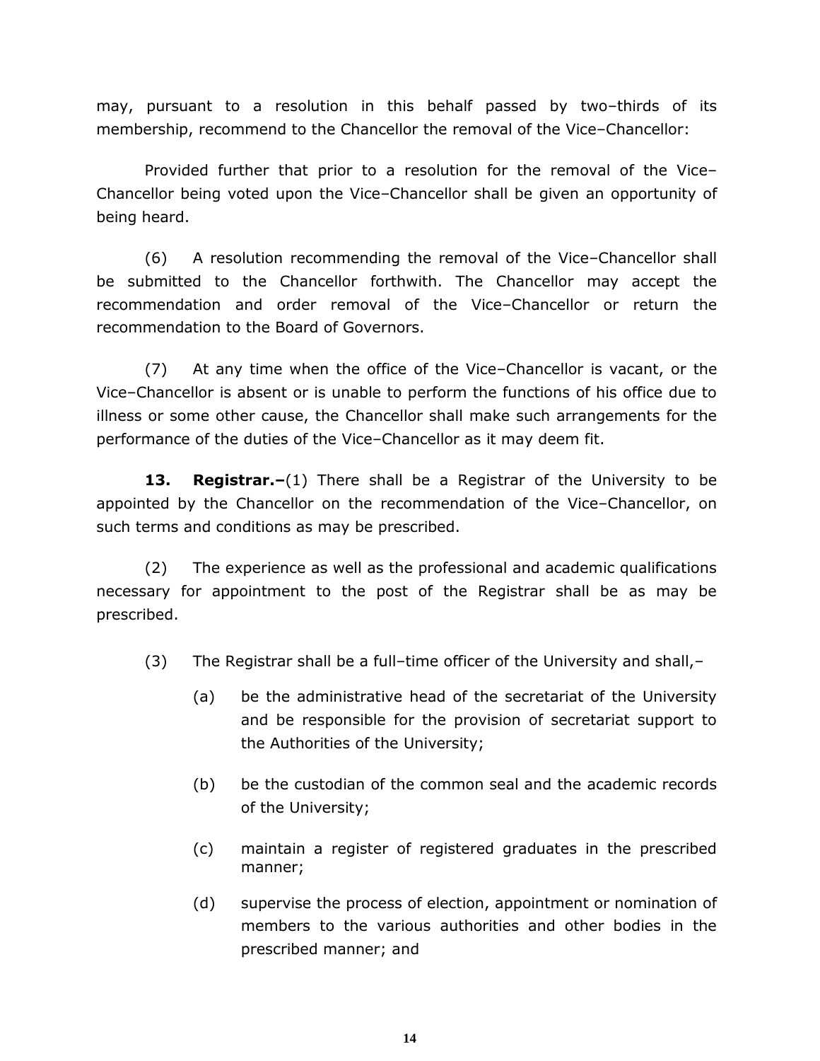may, pursuant to a resolution in this behalf passed by two–thirds of its membership, recommend to the Chancellor the removal of the Vice–Chancellor:

Provided further that prior to a resolution for the removal of the Vice–Chancellor being voted upon the Vice–Chancellor shall be given an opportunity of being heard.

(6) A resolution recommending the removal of the Vice–Chancellor shall be submitted to the Chancellor forthwith. The Chancellor may accept the recommendation and order removal of the Vice–Chancellor or return the recommendation to the Board of Governors.

(7) At any time when the office of the Vice–Chancellor is vacant, or the Vice–Chancellor is absent or is unable to perform the functions of his office due to illness or some other cause, the Chancellor shall make such arrangements for the performance of the duties of the Vice–Chancellor as it may deem fit.

**13. Registrar.–**(1) There shall be a Registrar of the University to be appointed by the Chancellor on the recommendation of the Vice–Chancellor, on such terms and conditions as may be prescribed.

(2) The experience as well as the professional and academic qualifications necessary for appointment to the post of the Registrar shall be as may be prescribed.

(3) The Registrar shall be a full–time officer of the University and shall,–

(a) be the administrative head of the secretariat of the University and be responsible for the provision of secretariat support to the Authorities of the University;

(b) be the custodian of the common seal and the academic records of the University;

(c) maintain a register of registered graduates in the prescribed manner;

(d) supervise the process of election, appointment or nomination of members to the various authorities and other bodies in the prescribed manner; and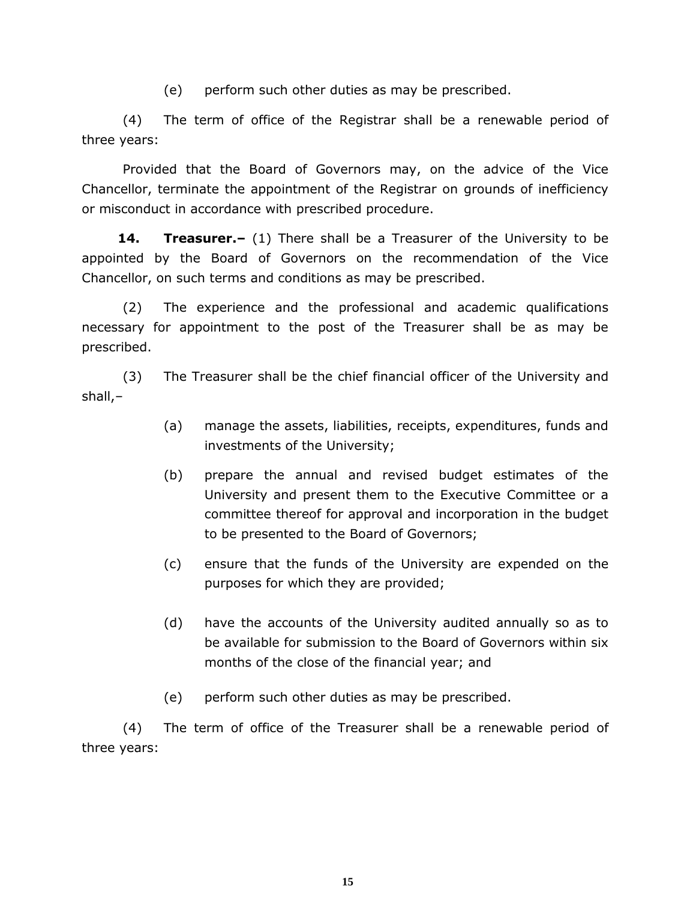(e) perform such other duties as may be prescribed.

(4) The term of office of the Registrar shall be a renewable period of three years:

Provided that the Board of Governors may, on the advice of the Vice Chancellor, terminate the appointment of the Registrar on grounds of inefficiency or misconduct in accordance with prescribed procedure.

**14. Treasurer.–** (1) There shall be a Treasurer of the University to be appointed by the Board of Governors on the recommendation of the Vice Chancellor, on such terms and conditions as may be prescribed.

(2) The experience and the professional and academic qualifications necessary for appointment to the post of the Treasurer shall be as may be prescribed.

(3) The Treasurer shall be the chief financial officer of the University and shall,–

(a) manage the assets, liabilities, receipts, expenditures, funds and investments of the University;

(b) prepare the annual and revised budget estimates of the University and present them to the Executive Committee or a committee thereof for approval and incorporation in the budget to be presented to the Board of Governors;

(c) ensure that the funds of the University are expended on the purposes for which they are provided;

(d) have the accounts of the University audited annually so as to be available for submission to the Board of Governors within six months of the close of the financial year; and

(e) perform such other duties as may be prescribed.

(4) The term of office of the Treasurer shall be a renewable period of three years: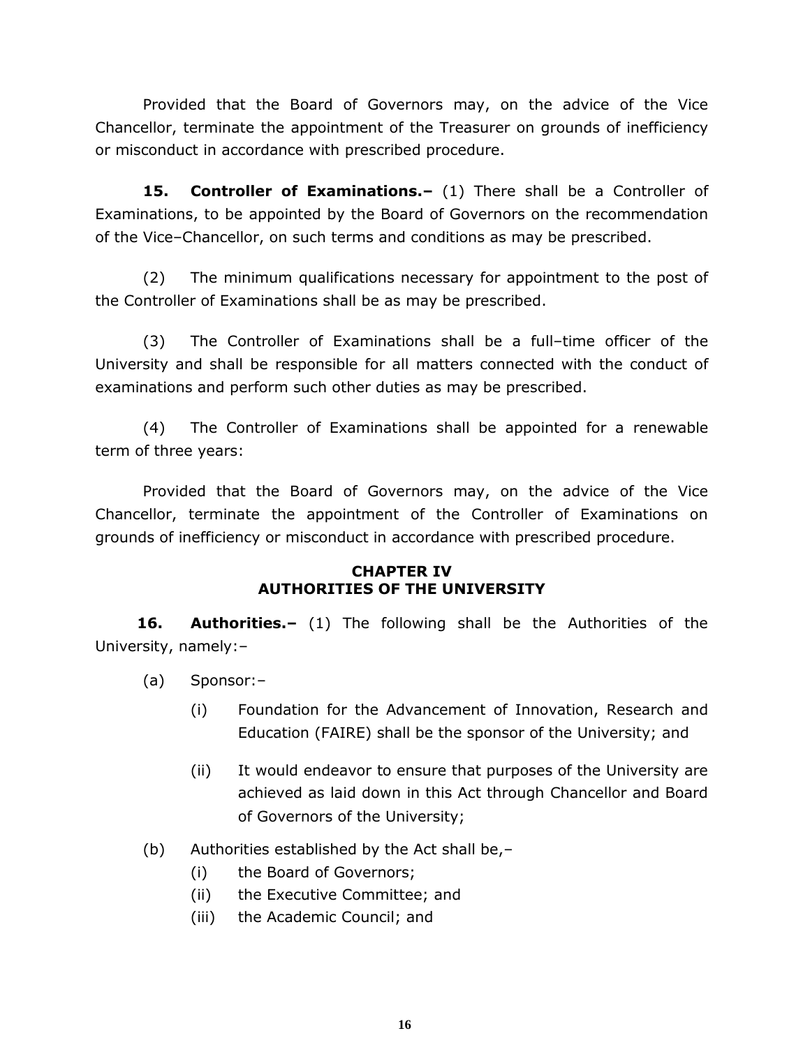Provided that the Board of Governors may, on the advice of the Vice Chancellor, terminate the appointment of the Treasurer on grounds of inefficiency or misconduct in accordance with prescribed procedure.

**15. Controller of Examinations.–** (1) There shall be a Controller of Examinations, to be appointed by the Board of Governors on the recommendation of the Vice–Chancellor, on such terms and conditions as may be prescribed.

(2) The minimum qualifications necessary for appointment to the post of the Controller of Examinations shall be as may be prescribed.

(3) The Controller of Examinations shall be a full–time officer of the University and shall be responsible for all matters connected with the conduct of examinations and perform such other duties as may be prescribed.

(4) The Controller of Examinations shall be appointed for a renewable term of three years:

Provided that the Board of Governors may, on the advice of the Vice Chancellor, terminate the appointment of the Controller of Examinations on grounds of inefficiency or misconduct in accordance with prescribed procedure.

## CHAPTER IV
## AUTHORITIES OF THE UNIVERSITY

**16. Authorities.–** (1) The following shall be the Authorities of the University, namely:–

(a) Sponsor:–

(i) Foundation for the Advancement of Innovation, Research and Education (FAIRE) shall be the sponsor of the University; and

(ii) It would endeavor to ensure that purposes of the University are achieved as laid down in this Act through Chancellor and Board of Governors of the University;

(b) Authorities established by the Act shall be,–

(i) the Board of Governors;

(ii) the Executive Committee; and

(iii) the Academic Council; and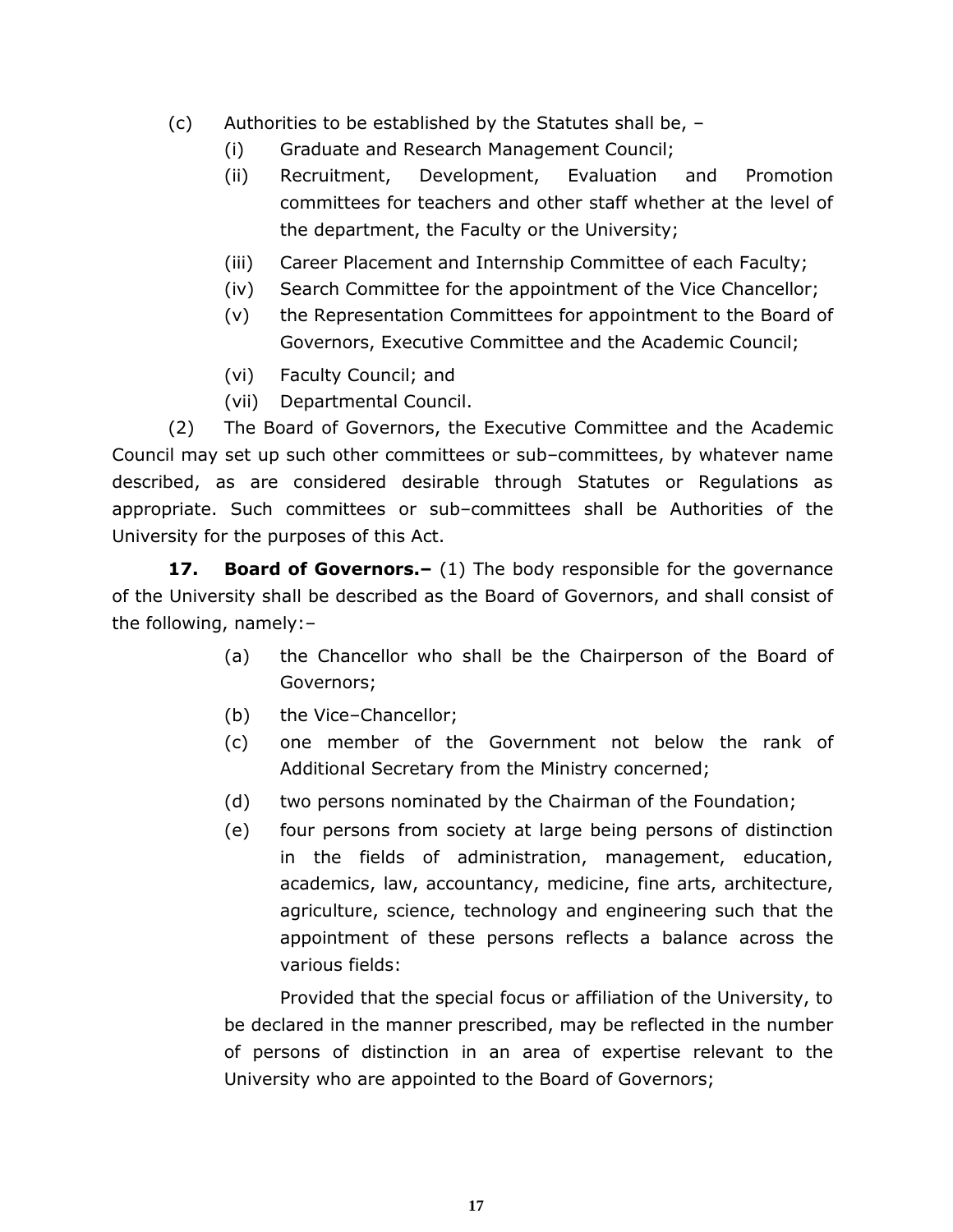(c) Authorities to be established by the Statutes shall be, –

(i) Graduate and Research Management Council;

(ii) Recruitment, Development, Evaluation and Promotion committees for teachers and other staff whether at the level of the department, the Faculty or the University;

(iii) Career Placement and Internship Committee of each Faculty;

(iv) Search Committee for the appointment of the Vice Chancellor;

(v) the Representation Committees for appointment to the Board of Governors, Executive Committee and the Academic Council;

(vi) Faculty Council; and

(vii) Departmental Council.

(2) The Board of Governors, the Executive Committee and the Academic Council may set up such other committees or sub–committees, by whatever name described, as are considered desirable through Statutes or Regulations as appropriate. Such committees or sub–committees shall be Authorities of the University for the purposes of this Act.

**17. Board of Governors.–** (1) The body responsible for the governance of the University shall be described as the Board of Governors, and shall consist of the following, namely:–

(a) the Chancellor who shall be the Chairperson of the Board of Governors;

(b) the Vice–Chancellor;

(c) one member of the Government not below the rank of Additional Secretary from the Ministry concerned;

(d) two persons nominated by the Chairman of the Foundation;

(e) four persons from society at large being persons of distinction in the fields of administration, management, education, academics, law, accountancy, medicine, fine arts, architecture, agriculture, science, technology and engineering such that the appointment of these persons reflects a balance across the various fields:

Provided that the special focus or affiliation of the University, to be declared in the manner prescribed, may be reflected in the number of persons of distinction in an area of expertise relevant to the University who are appointed to the Board of Governors;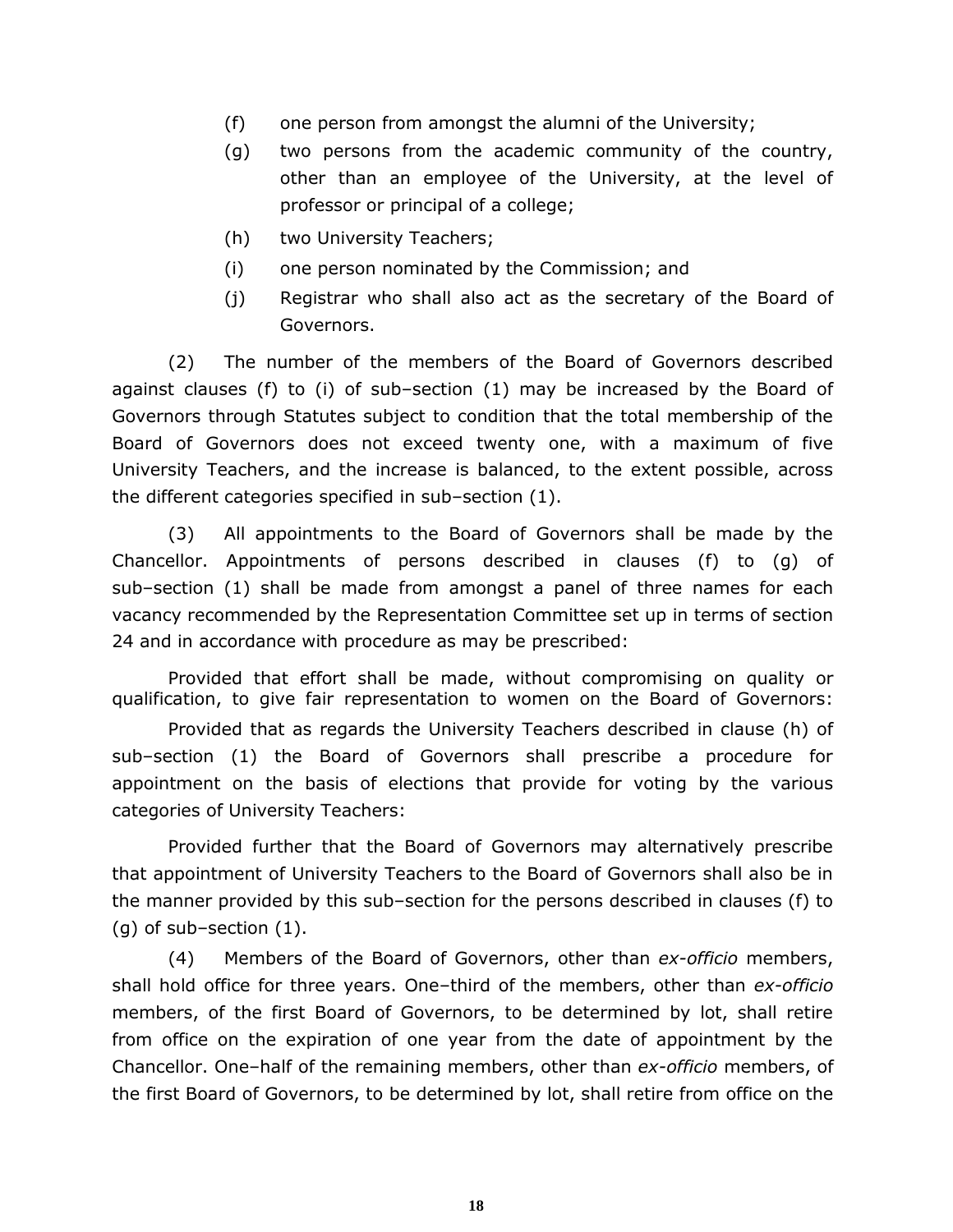(f) one person from amongst the alumni of the University;

(g) two persons from the academic community of the country, other than an employee of the University, at the level of professor or principal of a college;

(h) two University Teachers;

(i) one person nominated by the Commission; and

(j) Registrar who shall also act as the secretary of the Board of Governors.

(2) The number of the members of the Board of Governors described against clauses (f) to (i) of sub–section (1) may be increased by the Board of Governors through Statutes subject to condition that the total membership of the Board of Governors does not exceed twenty one, with a maximum of five University Teachers, and the increase is balanced, to the extent possible, across the different categories specified in sub–section (1).

(3) All appointments to the Board of Governors shall be made by the Chancellor. Appointments of persons described in clauses (f) to (g) of sub–section (1) shall be made from amongst a panel of three names for each vacancy recommended by the Representation Committee set up in terms of section 24 and in accordance with procedure as may be prescribed:

Provided that effort shall be made, without compromising on quality or qualification, to give fair representation to women on the Board of Governors:

Provided that as regards the University Teachers described in clause (h) of sub–section (1) the Board of Governors shall prescribe a procedure for appointment on the basis of elections that provide for voting by the various categories of University Teachers:

Provided further that the Board of Governors may alternatively prescribe that appointment of University Teachers to the Board of Governors shall also be in the manner provided by this sub–section for the persons described in clauses (f) to (g) of sub–section (1).

(4) Members of the Board of Governors, other than *ex-officio* members, shall hold office for three years. One–third of the members, other than *ex-officio* members, of the first Board of Governors, to be determined by lot, shall retire from office on the expiration of one year from the date of appointment by the Chancellor. One–half of the remaining members, other than *ex-officio* members, of the first Board of Governors, to be determined by lot, shall retire from office on the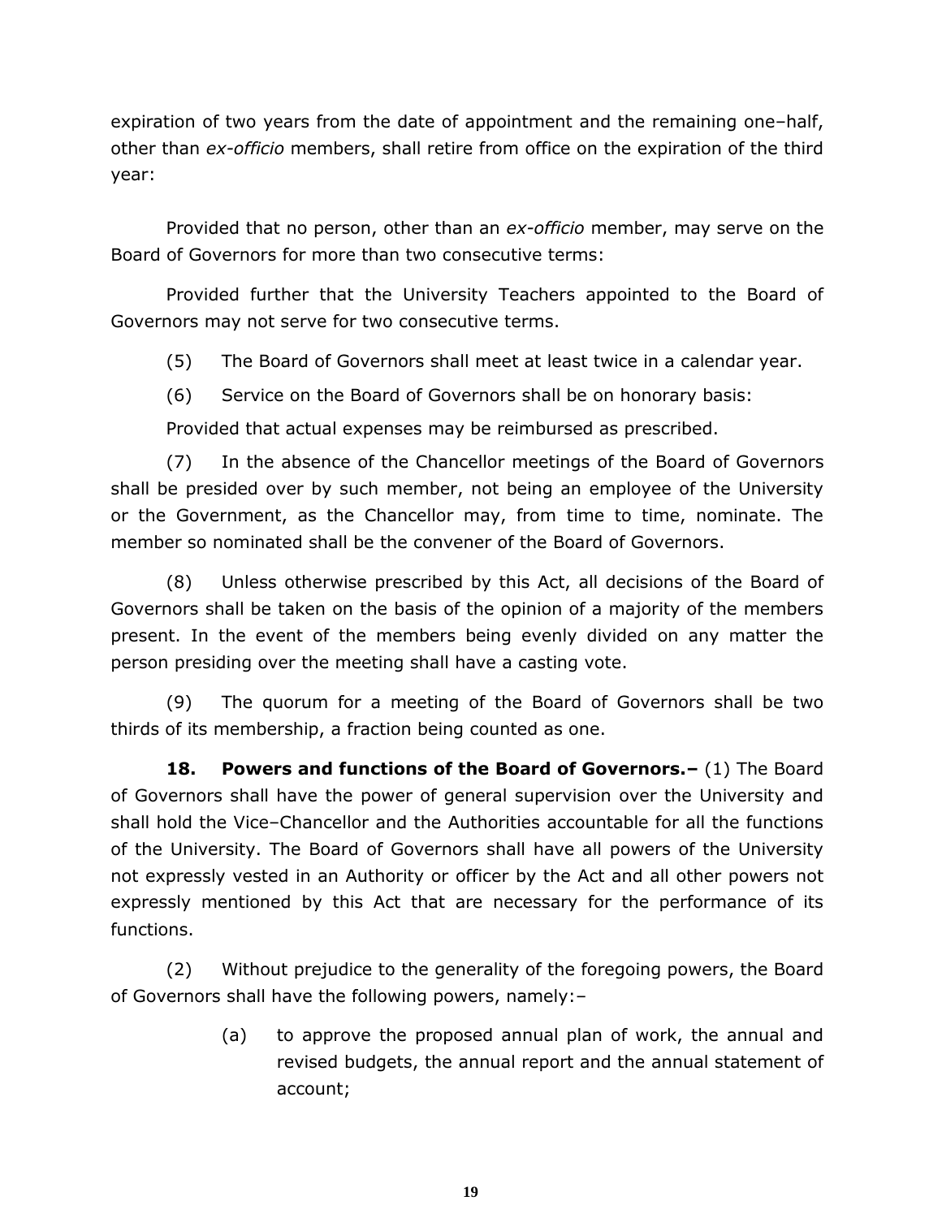expiration of two years from the date of appointment and the remaining one–half, other than *ex-officio* members, shall retire from office on the expiration of the third year:

Provided that no person, other than an *ex-officio* member, may serve on the Board of Governors for more than two consecutive terms:

Provided further that the University Teachers appointed to the Board of Governors may not serve for two consecutive terms.

(5) The Board of Governors shall meet at least twice in a calendar year.

(6) Service on the Board of Governors shall be on honorary basis:

Provided that actual expenses may be reimbursed as prescribed.

(7) In the absence of the Chancellor meetings of the Board of Governors shall be presided over by such member, not being an employee of the University or the Government, as the Chancellor may, from time to time, nominate. The member so nominated shall be the convener of the Board of Governors.

(8) Unless otherwise prescribed by this Act, all decisions of the Board of Governors shall be taken on the basis of the opinion of a majority of the members present. In the event of the members being evenly divided on any matter the person presiding over the meeting shall have a casting vote.

(9) The quorum for a meeting of the Board of Governors shall be two thirds of its membership, a fraction being counted as one.

**18. Powers and functions of the Board of Governors.–** (1) The Board of Governors shall have the power of general supervision over the University and shall hold the Vice–Chancellor and the Authorities accountable for all the functions of the University. The Board of Governors shall have all powers of the University not expressly vested in an Authority or officer by the Act and all other powers not expressly mentioned by this Act that are necessary for the performance of its functions.

(2) Without prejudice to the generality of the foregoing powers, the Board of Governors shall have the following powers, namely:–

(a) to approve the proposed annual plan of work, the annual and revised budgets, the annual report and the annual statement of account;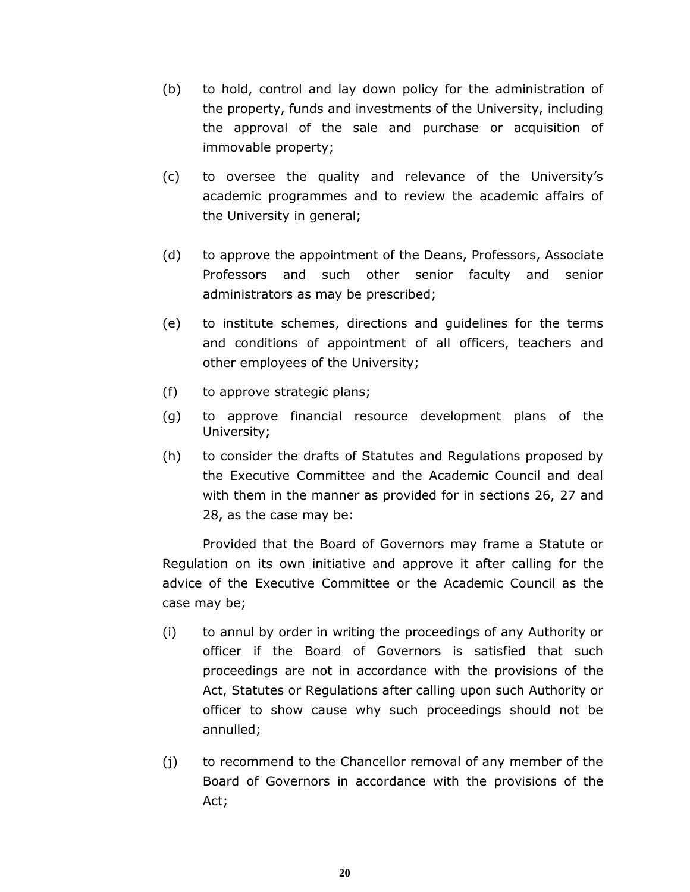(b) to hold, control and lay down policy for the administration of the property, funds and investments of the University, including the approval of the sale and purchase or acquisition of immovable property;

(c) to oversee the quality and relevance of the University's academic programmes and to review the academic affairs of the University in general;

(d) to approve the appointment of the Deans, Professors, Associate Professors and such other senior faculty and senior administrators as may be prescribed;

(e) to institute schemes, directions and guidelines for the terms and conditions of appointment of all officers, teachers and other employees of the University;

(f) to approve strategic plans;

(g) to approve financial resource development plans of the University;

(h) to consider the drafts of Statutes and Regulations proposed by the Executive Committee and the Academic Council and deal with them in the manner as provided for in sections 26, 27 and 28, as the case may be:

Provided that the Board of Governors may frame a Statute or Regulation on its own initiative and approve it after calling for the advice of the Executive Committee or the Academic Council as the case may be;

(i) to annul by order in writing the proceedings of any Authority or officer if the Board of Governors is satisfied that such proceedings are not in accordance with the provisions of the Act, Statutes or Regulations after calling upon such Authority or officer to show cause why such proceedings should not be annulled;

(j) to recommend to the Chancellor removal of any member of the Board of Governors in accordance with the provisions of the Act;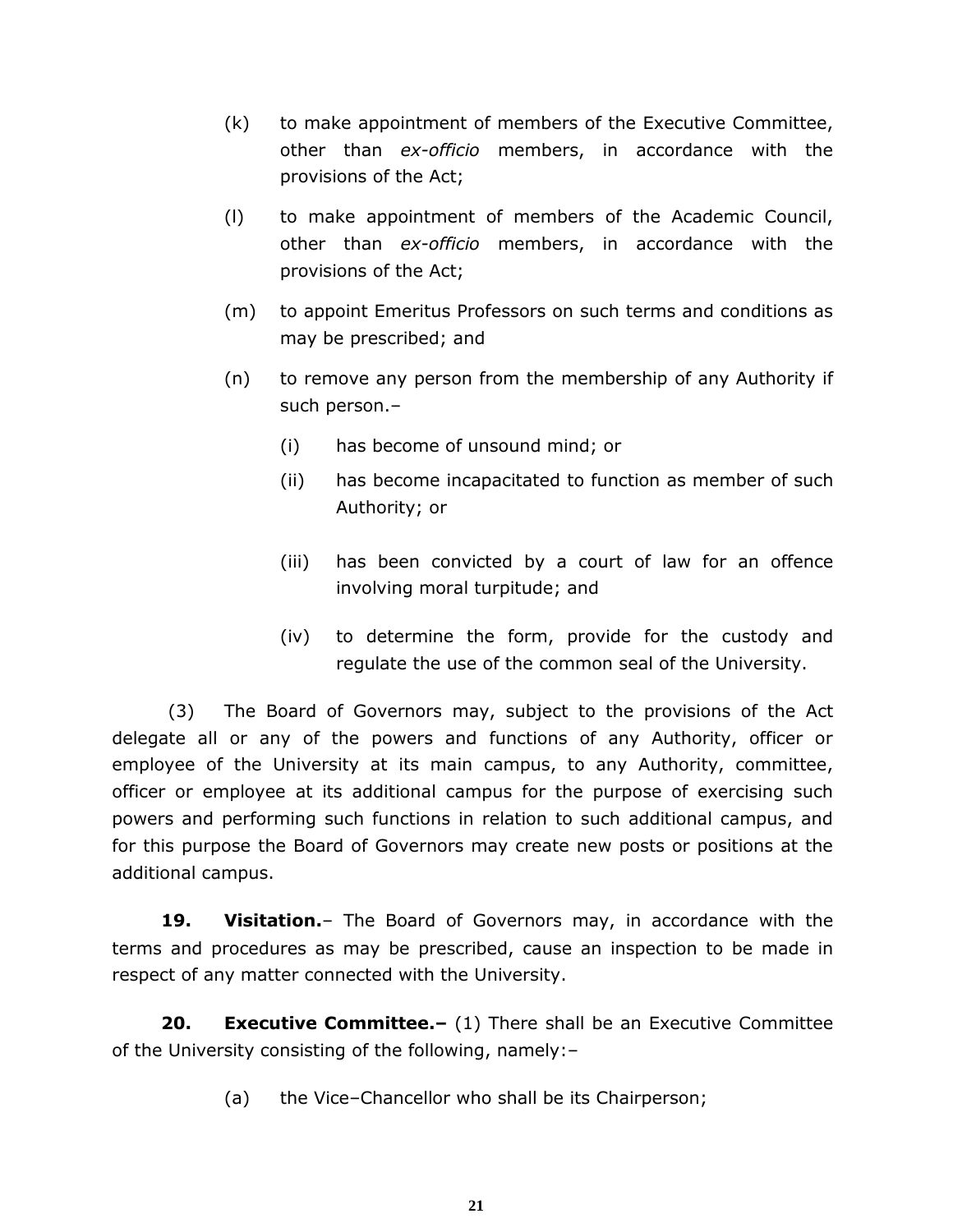(k) to make appointment of members of the Executive Committee, other than *ex-officio* members, in accordance with the provisions of the Act;

(l) to make appointment of members of the Academic Council, other than *ex-officio* members, in accordance with the provisions of the Act;

(m) to appoint Emeritus Professors on such terms and conditions as may be prescribed; and

(n) to remove any person from the membership of any Authority if such person.–

(i) has become of unsound mind; or

(ii) has become incapacitated to function as member of such Authority; or

(iii) has been convicted by a court of law for an offence involving moral turpitude; and

(iv) to determine the form, provide for the custody and regulate the use of the common seal of the University.

(3) The Board of Governors may, subject to the provisions of the Act delegate all or any of the powers and functions of any Authority, officer or employee of the University at its main campus, to any Authority, committee, officer or employee at its additional campus for the purpose of exercising such powers and performing such functions in relation to such additional campus, and for this purpose the Board of Governors may create new posts or positions at the additional campus.

**19. Visitation.**– The Board of Governors may, in accordance with the terms and procedures as may be prescribed, cause an inspection to be made in respect of any matter connected with the University.

**20. Executive Committee.–** (1) There shall be an Executive Committee of the University consisting of the following, namely:–

(a) the Vice–Chancellor who shall be its Chairperson;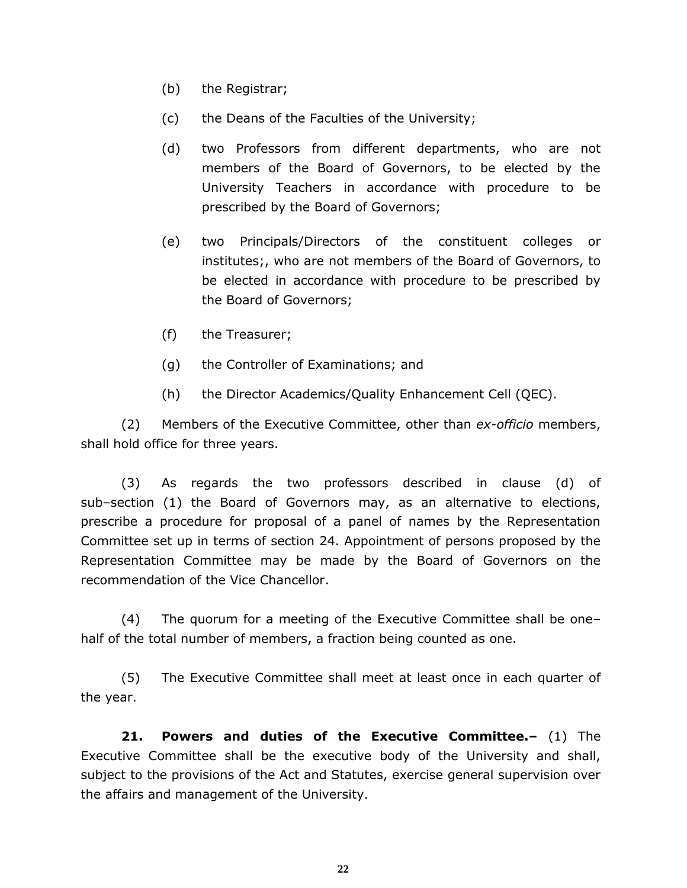(b) the Registrar;

(c) the Deans of the Faculties of the University;

(d) two Professors from different departments, who are not members of the Board of Governors, to be elected by the University Teachers in accordance with procedure to be prescribed by the Board of Governors;

(e) two Principals/Directors of the constituent colleges or institutes;, who are not members of the Board of Governors, to be elected in accordance with procedure to be prescribed by the Board of Governors;

(f) the Treasurer;

(g) the Controller of Examinations; and

(h) the Director Academics/Quality Enhancement Cell (QEC).

(2) Members of the Executive Committee, other than *ex-officio* members, shall hold office for three years.

(3) As regards the two professors described in clause (d) of sub–section (1) the Board of Governors may, as an alternative to elections, prescribe a procedure for proposal of a panel of names by the Representation Committee set up in terms of section 24. Appointment of persons proposed by the Representation Committee may be made by the Board of Governors on the recommendation of the Vice Chancellor.

(4) The quorum for a meeting of the Executive Committee shall be one–half of the total number of members, a fraction being counted as one.

(5) The Executive Committee shall meet at least once in each quarter of the year.

**21. Powers and duties of the Executive Committee.–** (1) The Executive Committee shall be the executive body of the University and shall, subject to the provisions of the Act and Statutes, exercise general supervision over the affairs and management of the University.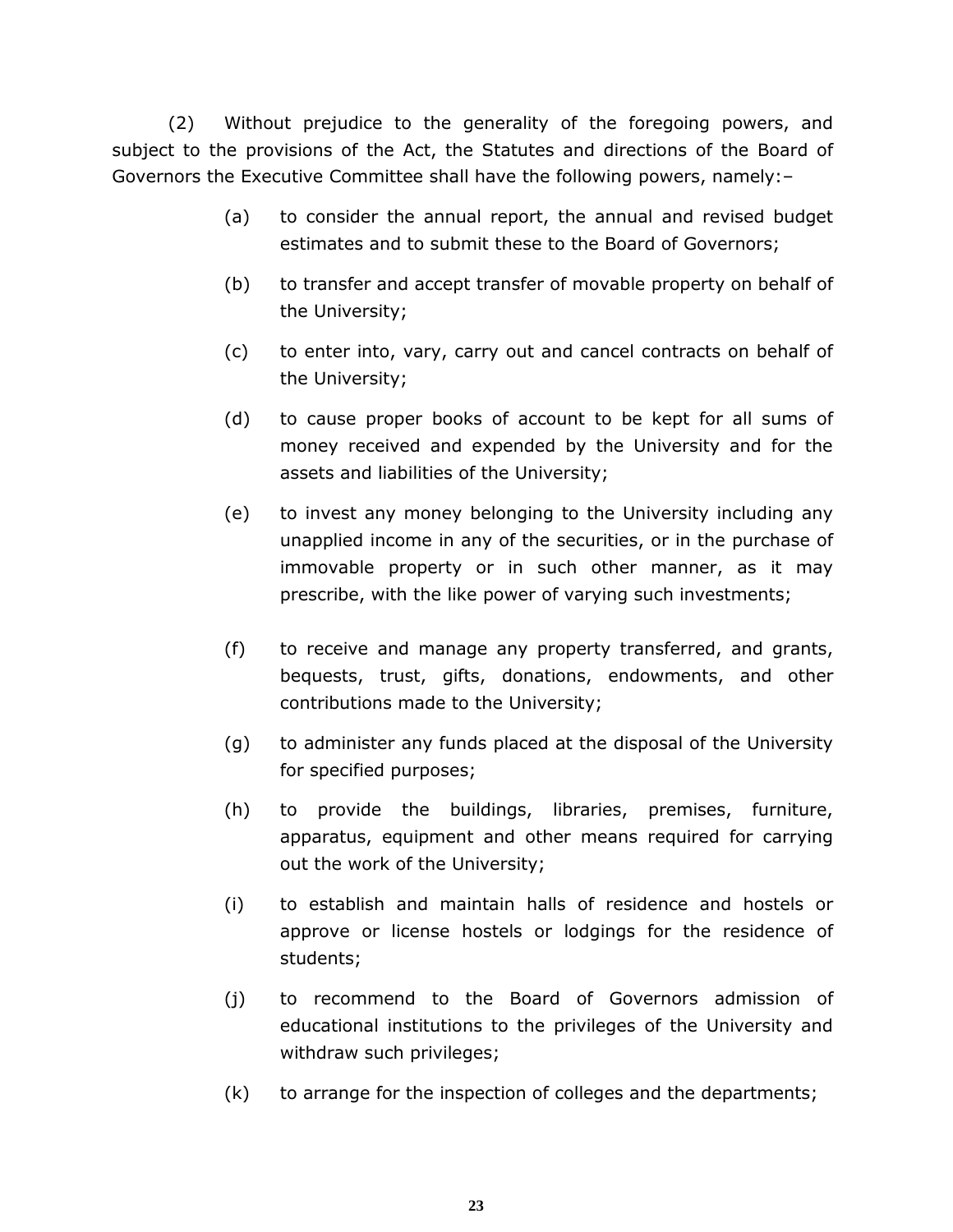(2) Without prejudice to the generality of the foregoing powers, and subject to the provisions of the Act, the Statutes and directions of the Board of Governors the Executive Committee shall have the following powers, namely:–

(a) to consider the annual report, the annual and revised budget estimates and to submit these to the Board of Governors;

(b) to transfer and accept transfer of movable property on behalf of the University;

(c) to enter into, vary, carry out and cancel contracts on behalf of the University;

(d) to cause proper books of account to be kept for all sums of money received and expended by the University and for the assets and liabilities of the University;

(e) to invest any money belonging to the University including any unapplied income in any of the securities, or in the purchase of immovable property or in such other manner, as it may prescribe, with the like power of varying such investments;

(f) to receive and manage any property transferred, and grants, bequests, trust, gifts, donations, endowments, and other contributions made to the University;

(g) to administer any funds placed at the disposal of the University for specified purposes;

(h) to provide the buildings, libraries, premises, furniture, apparatus, equipment and other means required for carrying out the work of the University;

(i) to establish and maintain halls of residence and hostels or approve or license hostels or lodgings for the residence of students;

(j) to recommend to the Board of Governors admission of educational institutions to the privileges of the University and withdraw such privileges;

(k) to arrange for the inspection of colleges and the departments;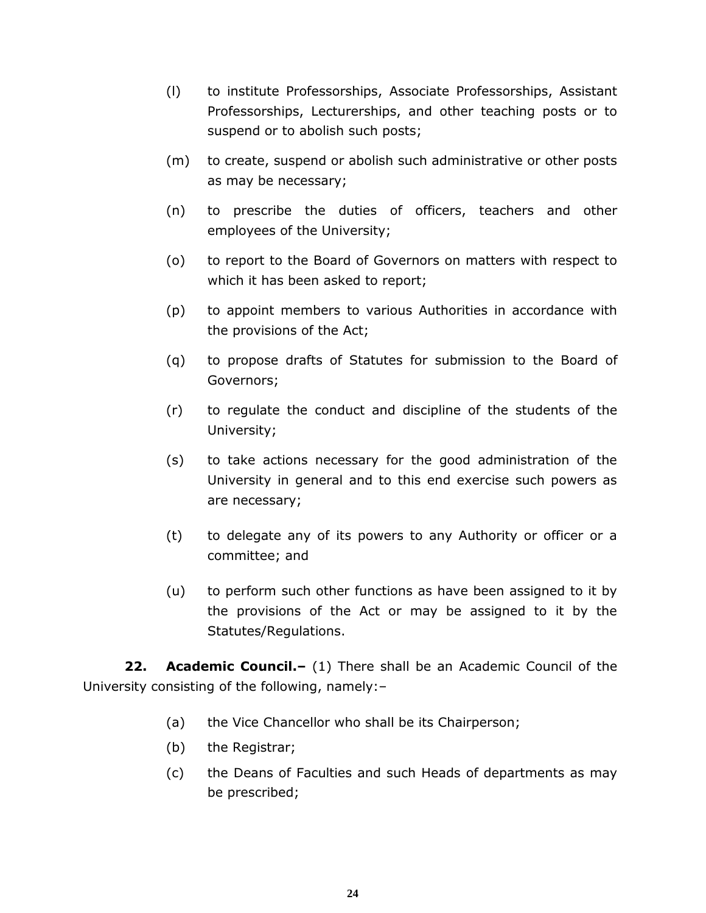(l) to institute Professorships, Associate Professorships, Assistant Professorships, Lecturerships, and other teaching posts or to suspend or to abolish such posts;

(m) to create, suspend or abolish such administrative or other posts as may be necessary;

(n) to prescribe the duties of officers, teachers and other employees of the University;

(o) to report to the Board of Governors on matters with respect to which it has been asked to report;

(p) to appoint members to various Authorities in accordance with the provisions of the Act;

(q) to propose drafts of Statutes for submission to the Board of Governors;

(r) to regulate the conduct and discipline of the students of the University;

(s) to take actions necessary for the good administration of the University in general and to this end exercise such powers as are necessary;

(t) to delegate any of its powers to any Authority or officer or a committee; and

(u) to perform such other functions as have been assigned to it by the provisions of the Act or may be assigned to it by the Statutes/Regulations.

**22. Academic Council.–** (1) There shall be an Academic Council of the University consisting of the following, namely:–

(a) the Vice Chancellor who shall be its Chairperson;

(b) the Registrar;

(c) the Deans of Faculties and such Heads of departments as may be prescribed;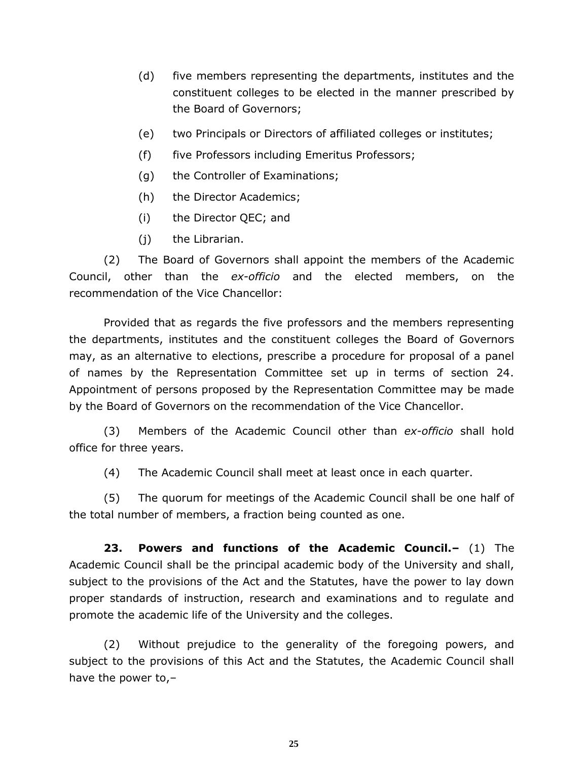(d) five members representing the departments, institutes and the constituent colleges to be elected in the manner prescribed by the Board of Governors;

(e) two Principals or Directors of affiliated colleges or institutes;

(f) five Professors including Emeritus Professors;

(g) the Controller of Examinations;

(h) the Director Academics;

(i) the Director QEC; and

(j) the Librarian.

(2) The Board of Governors shall appoint the members of the Academic Council, other than the *ex-officio* and the elected members, on the recommendation of the Vice Chancellor:

Provided that as regards the five professors and the members representing the departments, institutes and the constituent colleges the Board of Governors may, as an alternative to elections, prescribe a procedure for proposal of a panel of names by the Representation Committee set up in terms of section 24. Appointment of persons proposed by the Representation Committee may be made by the Board of Governors on the recommendation of the Vice Chancellor.

(3) Members of the Academic Council other than *ex-officio* shall hold office for three years.

(4) The Academic Council shall meet at least once in each quarter.

(5) The quorum for meetings of the Academic Council shall be one half of the total number of members, a fraction being counted as one.

**23. Powers and functions of the Academic Council.–** (1) The Academic Council shall be the principal academic body of the University and shall, subject to the provisions of the Act and the Statutes, have the power to lay down proper standards of instruction, research and examinations and to regulate and promote the academic life of the University and the colleges.

(2) Without prejudice to the generality of the foregoing powers, and subject to the provisions of this Act and the Statutes, the Academic Council shall have the power to,–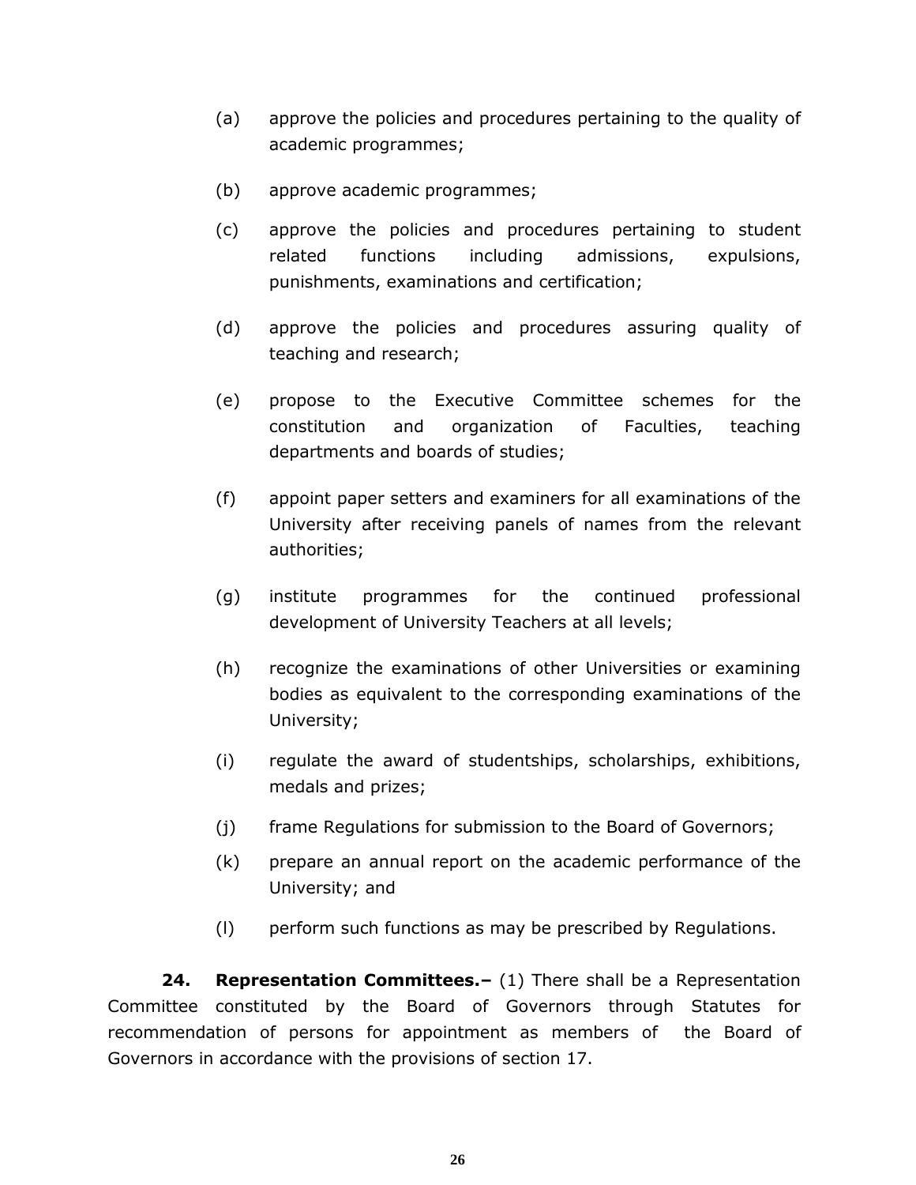(a) approve the policies and procedures pertaining to the quality of academic programmes;

(b) approve academic programmes;

(c) approve the policies and procedures pertaining to student related functions including admissions, expulsions, punishments, examinations and certification;

(d) approve the policies and procedures assuring quality of teaching and research;

(e) propose to the Executive Committee schemes for the constitution and organization of Faculties, teaching departments and boards of studies;

(f) appoint paper setters and examiners for all examinations of the University after receiving panels of names from the relevant authorities;

(g) institute programmes for the continued professional development of University Teachers at all levels;

(h) recognize the examinations of other Universities or examining bodies as equivalent to the corresponding examinations of the University;

(i) regulate the award of studentships, scholarships, exhibitions, medals and prizes;

(j) frame Regulations for submission to the Board of Governors;

(k) prepare an annual report on the academic performance of the University; and

(l) perform such functions as may be prescribed by Regulations.

**24. Representation Committees.–** (1) There shall be a Representation Committee constituted by the Board of Governors through Statutes for recommendation of persons for appointment as members of the Board of Governors in accordance with the provisions of section 17.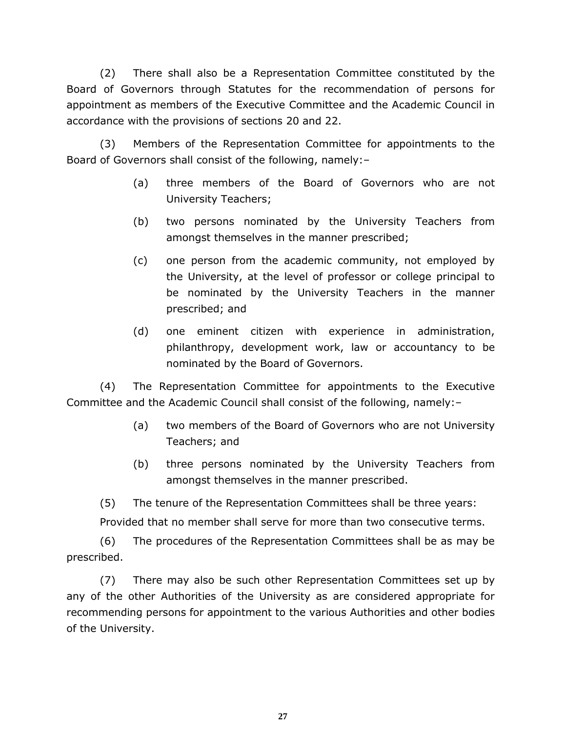(2) There shall also be a Representation Committee constituted by the Board of Governors through Statutes for the recommendation of persons for appointment as members of the Executive Committee and the Academic Council in accordance with the provisions of sections 20 and 22.

(3) Members of the Representation Committee for appointments to the Board of Governors shall consist of the following, namely:–

- (a) three members of the Board of Governors who are not University Teachers;
- (b) two persons nominated by the University Teachers from amongst themselves in the manner prescribed;
- (c) one person from the academic community, not employed by the University, at the level of professor or college principal to be nominated by the University Teachers in the manner prescribed; and
- (d) one eminent citizen with experience in administration, philanthropy, development work, law or accountancy to be nominated by the Board of Governors.

(4) The Representation Committee for appointments to the Executive Committee and the Academic Council shall consist of the following, namely:–

- (a) two members of the Board of Governors who are not University Teachers; and
- (b) three persons nominated by the University Teachers from amongst themselves in the manner prescribed.

(5) The tenure of the Representation Committees shall be three years:

Provided that no member shall serve for more than two consecutive terms.

(6) The procedures of the Representation Committees shall be as may be prescribed.

(7) There may also be such other Representation Committees set up by any of the other Authorities of the University as are considered appropriate for recommending persons for appointment to the various Authorities and other bodies of the University.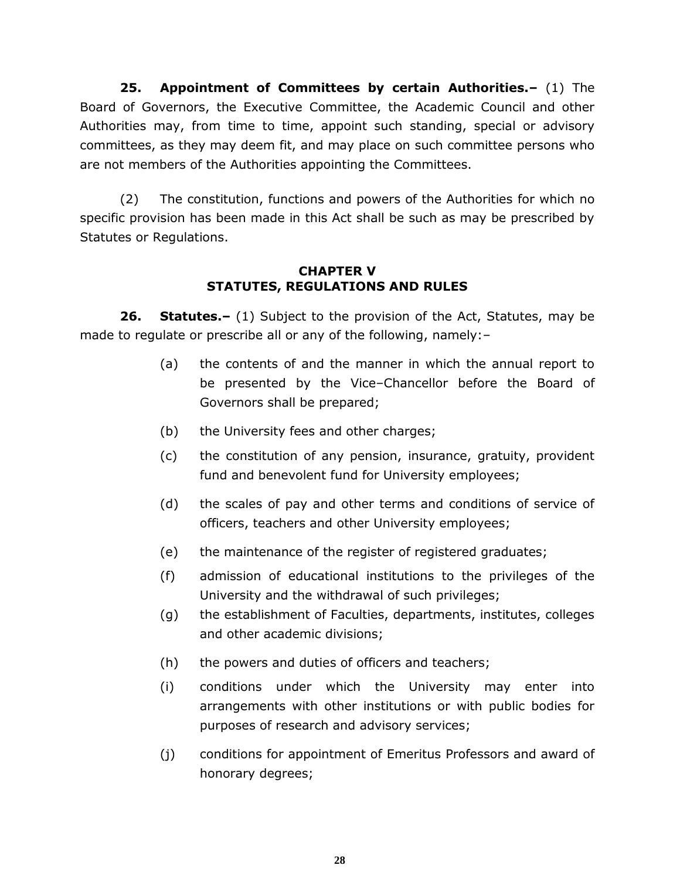**25. Appointment of Committees by certain Authorities.–** (1) The Board of Governors, the Executive Committee, the Academic Council and other Authorities may, from time to time, appoint such standing, special or advisory committees, as they may deem fit, and may place on such committee persons who are not members of the Authorities appointing the Committees.

(2) The constitution, functions and powers of the Authorities for which no specific provision has been made in this Act shall be such as may be prescribed by Statutes or Regulations.

## CHAPTER V
## STATUTES, REGULATIONS AND RULES

**26. Statutes.–** (1) Subject to the provision of the Act, Statutes, may be made to regulate or prescribe all or any of the following, namely:–

(a) the contents of and the manner in which the annual report to be presented by the Vice–Chancellor before the Board of Governors shall be prepared;

(b) the University fees and other charges;

(c) the constitution of any pension, insurance, gratuity, provident fund and benevolent fund for University employees;

(d) the scales of pay and other terms and conditions of service of officers, teachers and other University employees;

(e) the maintenance of the register of registered graduates;

(f) admission of educational institutions to the privileges of the University and the withdrawal of such privileges;

(g) the establishment of Faculties, departments, institutes, colleges and other academic divisions;

(h) the powers and duties of officers and teachers;

(i) conditions under which the University may enter into arrangements with other institutions or with public bodies for purposes of research and advisory services;

(j) conditions for appointment of Emeritus Professors and award of honorary degrees;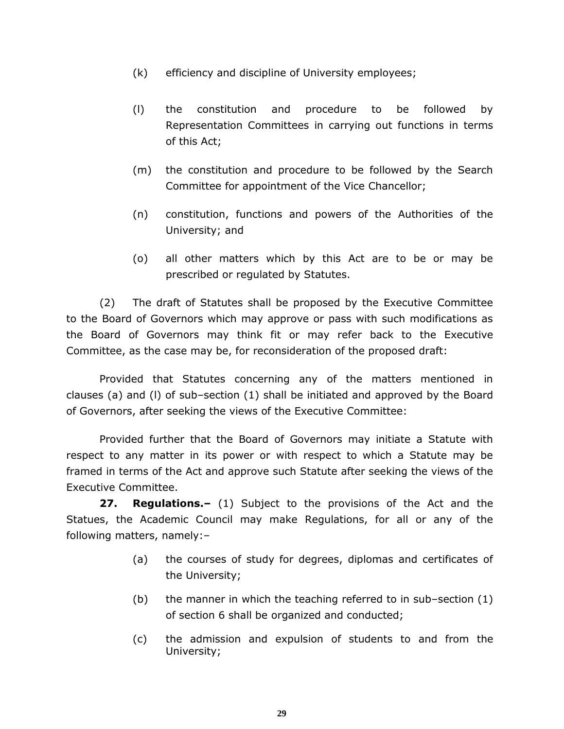(k) efficiency and discipline of University employees;

(l) the constitution and procedure to be followed by Representation Committees in carrying out functions in terms of this Act;

(m) the constitution and procedure to be followed by the Search Committee for appointment of the Vice Chancellor;

(n) constitution, functions and powers of the Authorities of the University; and

(o) all other matters which by this Act are to be or may be prescribed or regulated by Statutes.

(2) The draft of Statutes shall be proposed by the Executive Committee to the Board of Governors which may approve or pass with such modifications as the Board of Governors may think fit or may refer back to the Executive Committee, as the case may be, for reconsideration of the proposed draft:

Provided that Statutes concerning any of the matters mentioned in clauses (a) and (l) of sub–section (1) shall be initiated and approved by the Board of Governors, after seeking the views of the Executive Committee:

Provided further that the Board of Governors may initiate a Statute with respect to any matter in its power or with respect to which a Statute may be framed in terms of the Act and approve such Statute after seeking the views of the Executive Committee.

**27. Regulations.–** (1) Subject to the provisions of the Act and the Statues, the Academic Council may make Regulations, for all or any of the following matters, namely:–

(a) the courses of study for degrees, diplomas and certificates of the University;

(b) the manner in which the teaching referred to in sub–section (1) of section 6 shall be organized and conducted;

(c) the admission and expulsion of students to and from the University;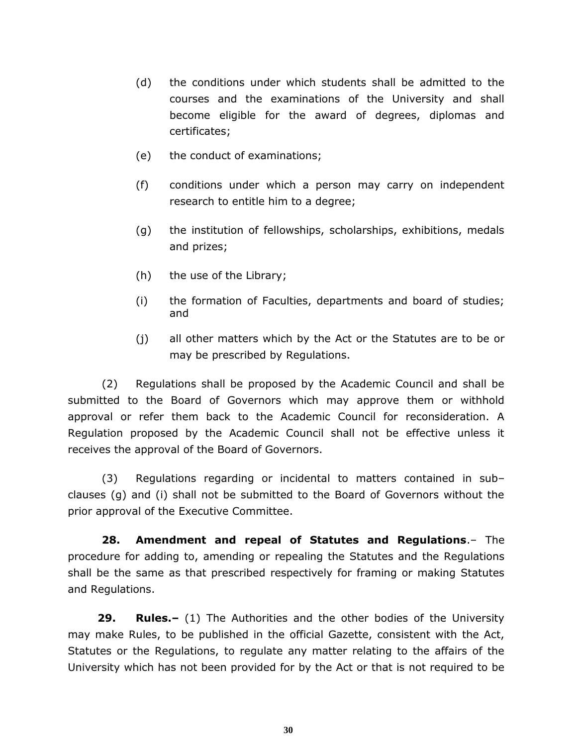(d) the conditions under which students shall be admitted to the courses and the examinations of the University and shall become eligible for the award of degrees, diplomas and certificates;

(e) the conduct of examinations;

(f) conditions under which a person may carry on independent research to entitle him to a degree;

(g) the institution of fellowships, scholarships, exhibitions, medals and prizes;

(h) the use of the Library;

(i) the formation of Faculties, departments and board of studies; and

(j) all other matters which by the Act or the Statutes are to be or may be prescribed by Regulations.

(2) Regulations shall be proposed by the Academic Council and shall be submitted to the Board of Governors which may approve them or withhold approval or refer them back to the Academic Council for reconsideration. A Regulation proposed by the Academic Council shall not be effective unless it receives the approval of the Board of Governors.

(3) Regulations regarding or incidental to matters contained in sub–clauses (g) and (i) shall not be submitted to the Board of Governors without the prior approval of the Executive Committee.

**28. Amendment and repeal of Statutes and Regulations**.– The procedure for adding to, amending or repealing the Statutes and the Regulations shall be the same as that prescribed respectively for framing or making Statutes and Regulations.

**29. Rules.–** (1) The Authorities and the other bodies of the University may make Rules, to be published in the official Gazette, consistent with the Act, Statutes or the Regulations, to regulate any matter relating to the affairs of the University which has not been provided for by the Act or that is not required to be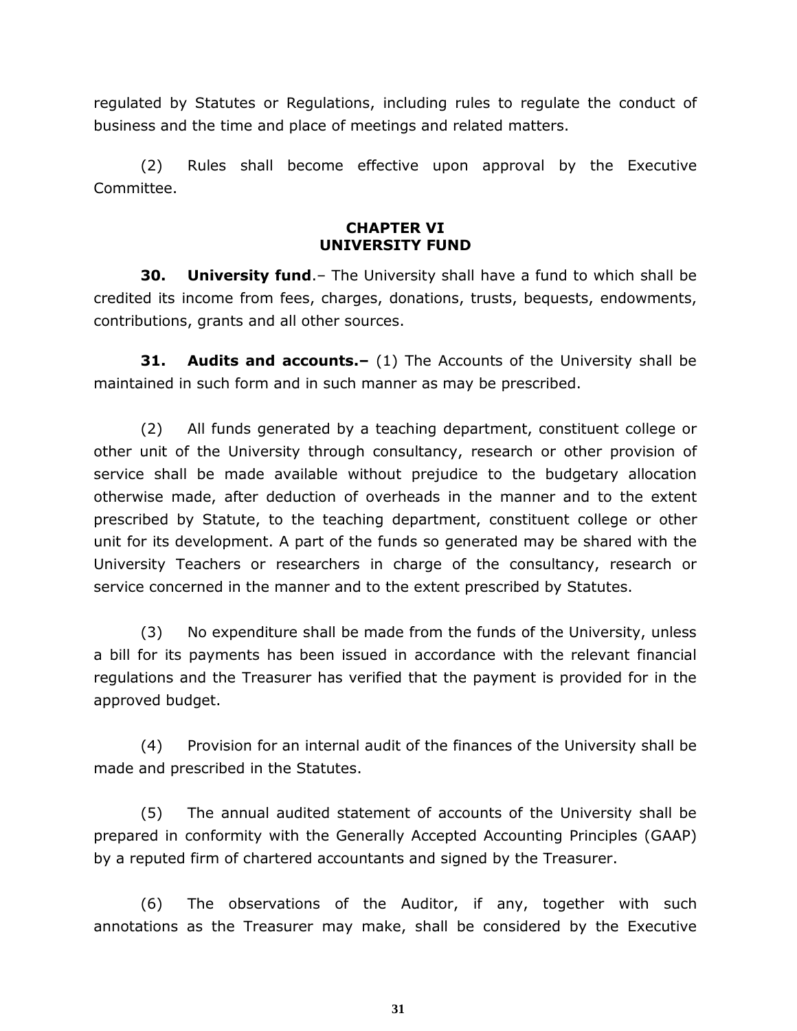regulated by Statutes or Regulations, including rules to regulate the conduct of business and the time and place of meetings and related matters.

(2) Rules shall become effective upon approval by the Executive Committee.

## CHAPTER VI
## UNIVERSITY FUND

**30. University fund**.– The University shall have a fund to which shall be credited its income from fees, charges, donations, trusts, bequests, endowments, contributions, grants and all other sources.

**31. Audits and accounts.–** (1) The Accounts of the University shall be maintained in such form and in such manner as may be prescribed.

(2) All funds generated by a teaching department, constituent college or other unit of the University through consultancy, research or other provision of service shall be made available without prejudice to the budgetary allocation otherwise made, after deduction of overheads in the manner and to the extent prescribed by Statute, to the teaching department, constituent college or other unit for its development. A part of the funds so generated may be shared with the University Teachers or researchers in charge of the consultancy, research or service concerned in the manner and to the extent prescribed by Statutes.

(3) No expenditure shall be made from the funds of the University, unless a bill for its payments has been issued in accordance with the relevant financial regulations and the Treasurer has verified that the payment is provided for in the approved budget.

(4) Provision for an internal audit of the finances of the University shall be made and prescribed in the Statutes.

(5) The annual audited statement of accounts of the University shall be prepared in conformity with the Generally Accepted Accounting Principles (GAAP) by a reputed firm of chartered accountants and signed by the Treasurer.

(6) The observations of the Auditor, if any, together with such annotations as the Treasurer may make, shall be considered by the Executive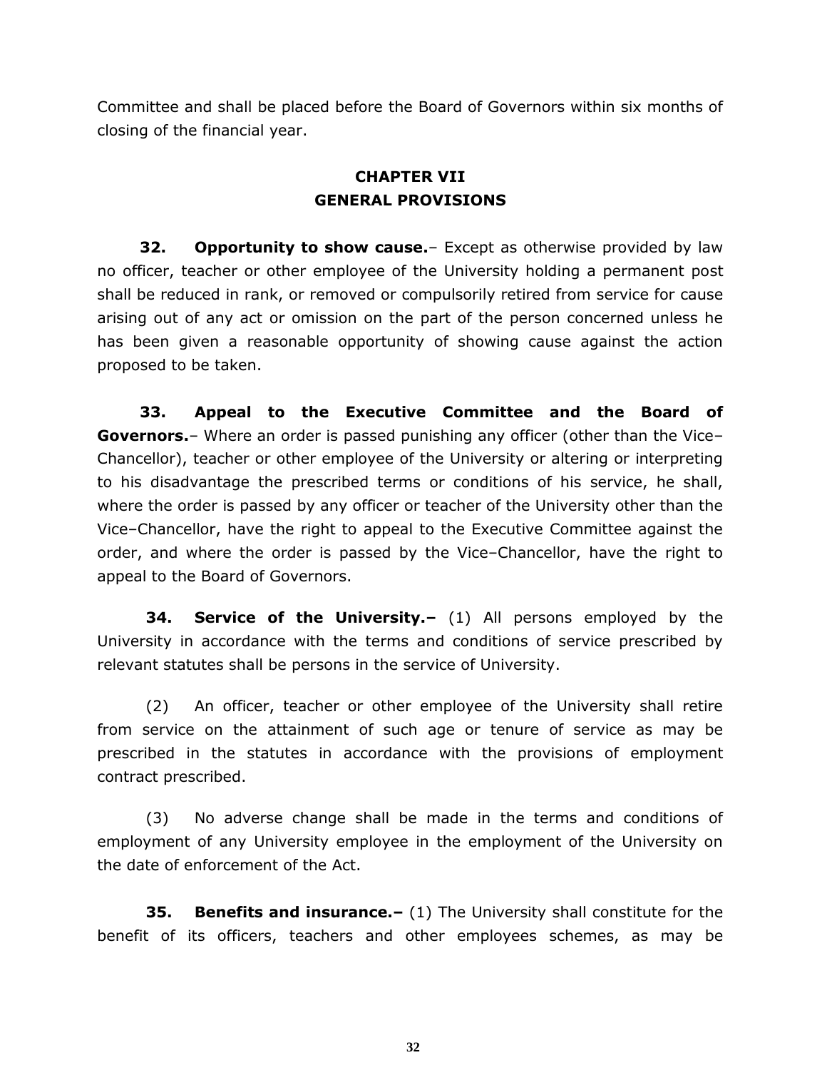Committee and shall be placed before the Board of Governors within six months of closing of the financial year.

## CHAPTER VII
## GENERAL PROVISIONS

**32. Opportunity to show cause.**– Except as otherwise provided by law no officer, teacher or other employee of the University holding a permanent post shall be reduced in rank, or removed or compulsorily retired from service for cause arising out of any act or omission on the part of the person concerned unless he has been given a reasonable opportunity of showing cause against the action proposed to be taken.

**33. Appeal to the Executive Committee and the Board of Governors.**– Where an order is passed punishing any officer (other than the Vice–Chancellor), teacher or other employee of the University or altering or interpreting to his disadvantage the prescribed terms or conditions of his service, he shall, where the order is passed by any officer or teacher of the University other than the Vice–Chancellor, have the right to appeal to the Executive Committee against the order, and where the order is passed by the Vice–Chancellor, have the right to appeal to the Board of Governors.

**34. Service of the University.–** (1) All persons employed by the University in accordance with the terms and conditions of service prescribed by relevant statutes shall be persons in the service of University.

(2) An officer, teacher or other employee of the University shall retire from service on the attainment of such age or tenure of service as may be prescribed in the statutes in accordance with the provisions of employment contract prescribed.

(3) No adverse change shall be made in the terms and conditions of employment of any University employee in the employment of the University on the date of enforcement of the Act.

**35. Benefits and insurance.–** (1) The University shall constitute for the benefit of its officers, teachers and other employees schemes, as may be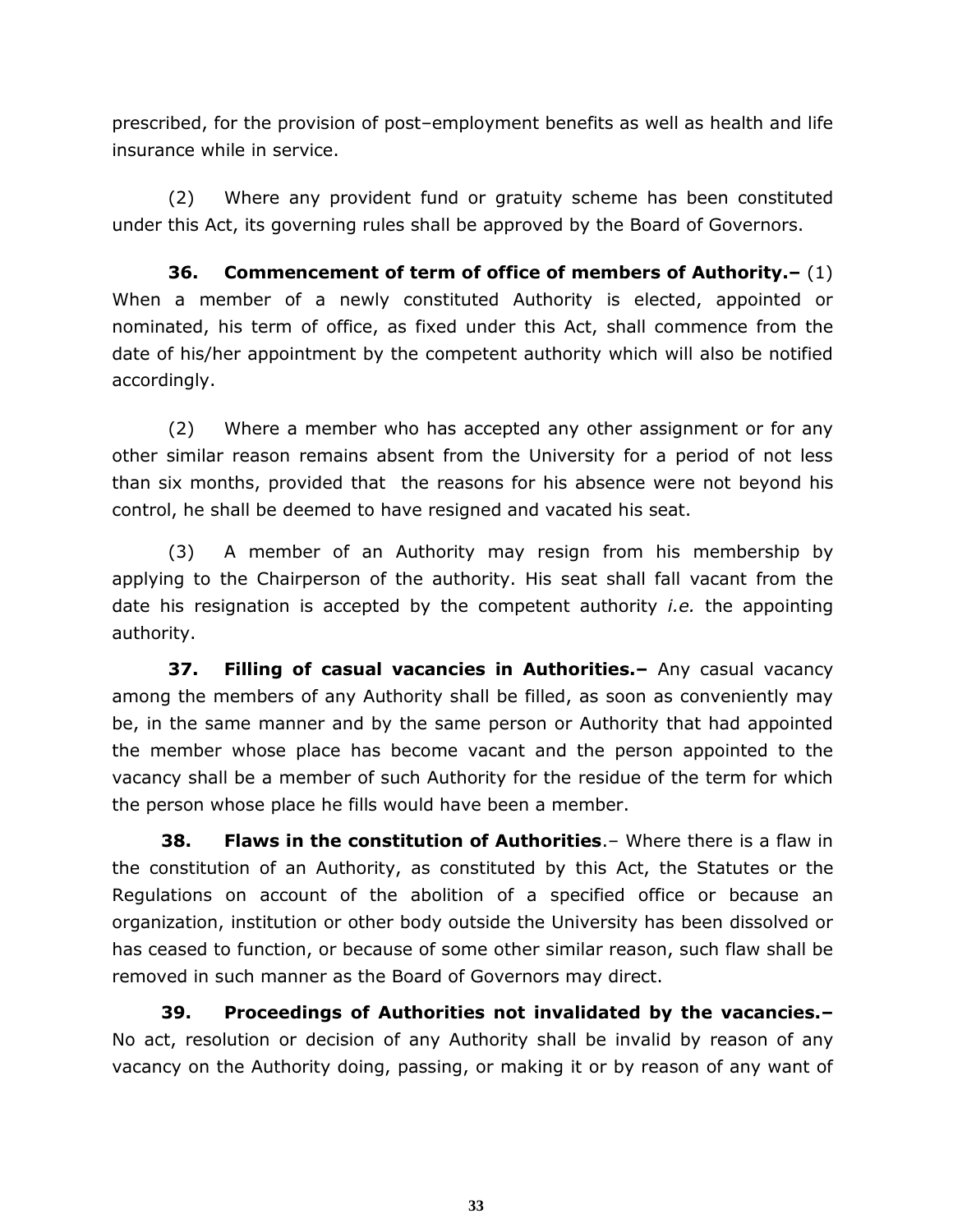prescribed, for the provision of post–employment benefits as well as health and life insurance while in service.

(2) Where any provident fund or gratuity scheme has been constituted under this Act, its governing rules shall be approved by the Board of Governors.

**36. Commencement of term of office of members of Authority.–** (1) When a member of a newly constituted Authority is elected, appointed or nominated, his term of office, as fixed under this Act, shall commence from the date of his/her appointment by the competent authority which will also be notified accordingly.

(2) Where a member who has accepted any other assignment or for any other similar reason remains absent from the University for a period of not less than six months, provided that the reasons for his absence were not beyond his control, he shall be deemed to have resigned and vacated his seat.

(3) A member of an Authority may resign from his membership by applying to the Chairperson of the authority. His seat shall fall vacant from the date his resignation is accepted by the competent authority *i.e.* the appointing authority.

**37. Filling of casual vacancies in Authorities.–** Any casual vacancy among the members of any Authority shall be filled, as soon as conveniently may be, in the same manner and by the same person or Authority that had appointed the member whose place has become vacant and the person appointed to the vacancy shall be a member of such Authority for the residue of the term for which the person whose place he fills would have been a member.

**38. Flaws in the constitution of Authorities**.– Where there is a flaw in the constitution of an Authority, as constituted by this Act, the Statutes or the Regulations on account of the abolition of a specified office or because an organization, institution or other body outside the University has been dissolved or has ceased to function, or because of some other similar reason, such flaw shall be removed in such manner as the Board of Governors may direct.

**39. Proceedings of Authorities not invalidated by the vacancies.–** No act, resolution or decision of any Authority shall be invalid by reason of any vacancy on the Authority doing, passing, or making it or by reason of any want of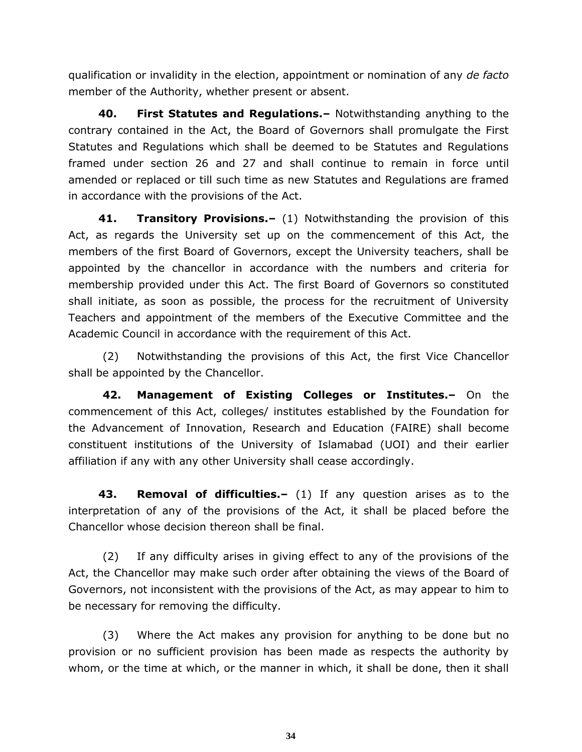qualification or invalidity in the election, appointment or nomination of any *de facto* member of the Authority, whether present or absent.

**40. First Statutes and Regulations.–** Notwithstanding anything to the contrary contained in the Act, the Board of Governors shall promulgate the First Statutes and Regulations which shall be deemed to be Statutes and Regulations framed under section 26 and 27 and shall continue to remain in force until amended or replaced or till such time as new Statutes and Regulations are framed in accordance with the provisions of the Act.

**41. Transitory Provisions.–** (1) Notwithstanding the provision of this Act, as regards the University set up on the commencement of this Act, the members of the first Board of Governors, except the University teachers, shall be appointed by the chancellor in accordance with the numbers and criteria for membership provided under this Act. The first Board of Governors so constituted shall initiate, as soon as possible, the process for the recruitment of University Teachers and appointment of the members of the Executive Committee and the Academic Council in accordance with the requirement of this Act.

(2) Notwithstanding the provisions of this Act, the first Vice Chancellor shall be appointed by the Chancellor.

**42. Management of Existing Colleges or Institutes.–** On the commencement of this Act, colleges/ institutes established by the Foundation for the Advancement of Innovation, Research and Education (FAIRE) shall become constituent institutions of the University of Islamabad (UOI) and their earlier affiliation if any with any other University shall cease accordingly.

**43. Removal of difficulties.–** (1) If any question arises as to the interpretation of any of the provisions of the Act, it shall be placed before the Chancellor whose decision thereon shall be final.

(2) If any difficulty arises in giving effect to any of the provisions of the Act, the Chancellor may make such order after obtaining the views of the Board of Governors, not inconsistent with the provisions of the Act, as may appear to him to be necessary for removing the difficulty.

(3) Where the Act makes any provision for anything to be done but no provision or no sufficient provision has been made as respects the authority by whom, or the time at which, or the manner in which, it shall be done, then it shall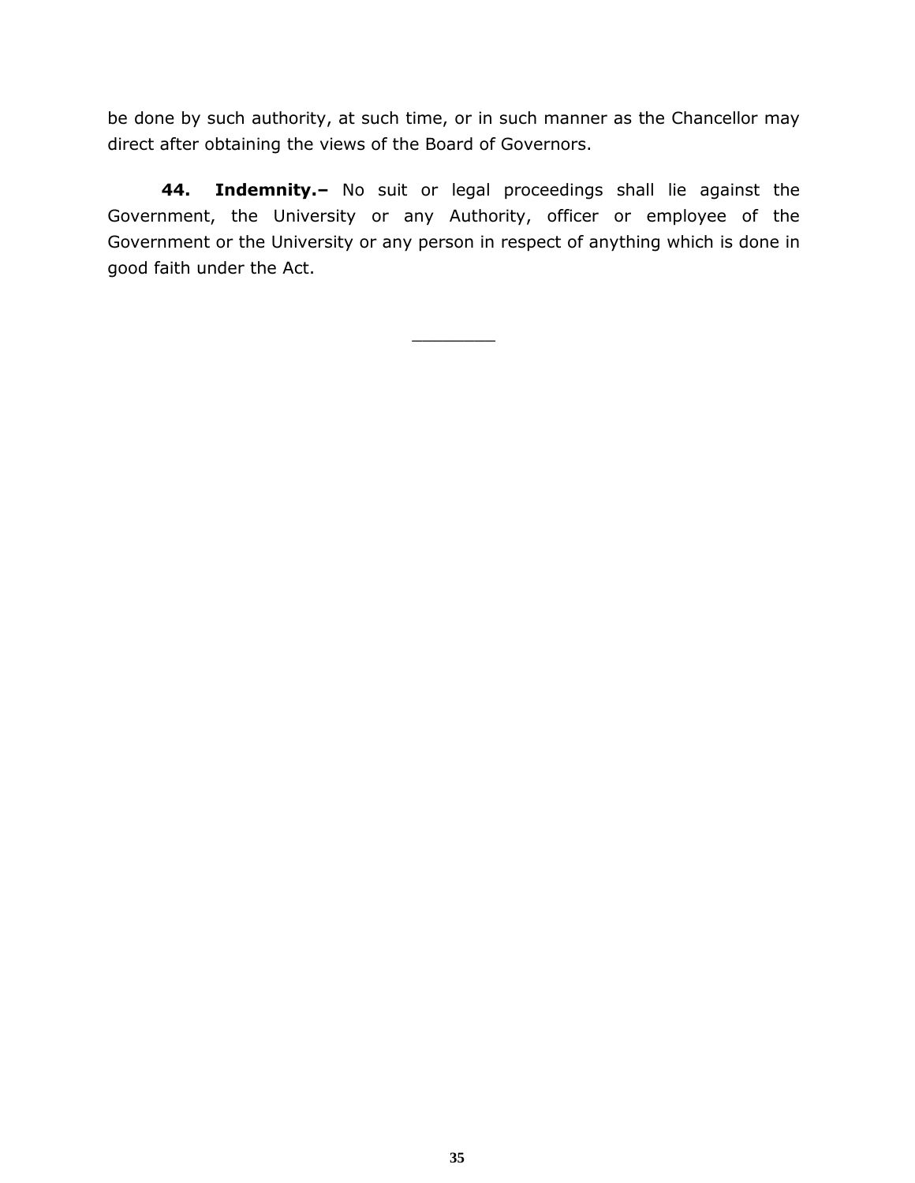be done by such authority, at such time, or in such manner as the Chancellor may direct after obtaining the views of the Board of Governors.

**44. Indemnity.–** No suit or legal proceedings shall lie against the Government, the University or any Authority, officer or employee of the Government or the University or any person in respect of anything which is done in good faith under the Act.

________